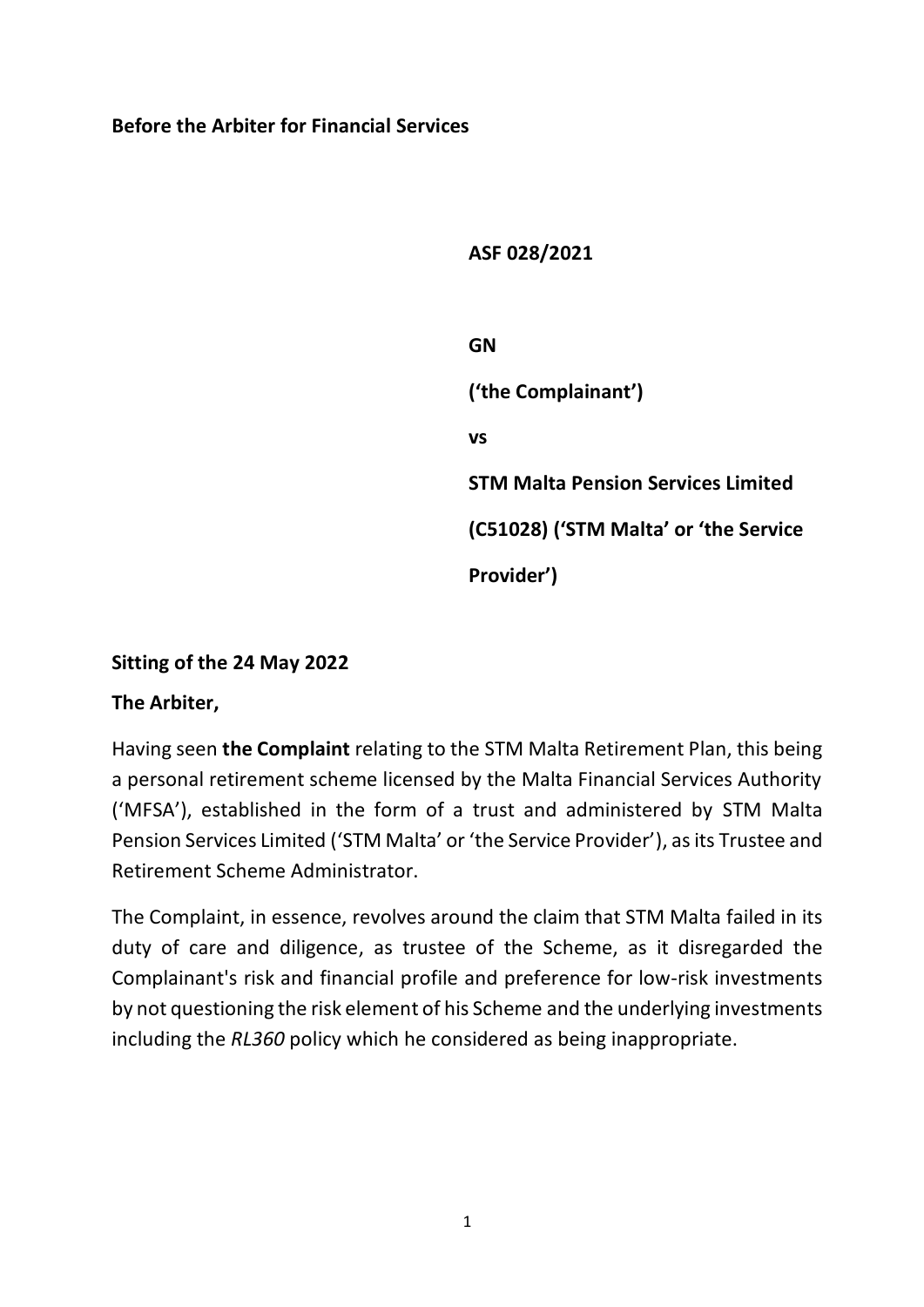**Before the Arbiter for Financial Services**

**ASF 028/2021**

**GN**

**('the Complainant')**

**vs**

**STM Malta Pension Services Limited**

**(C51028) ('STM Malta' or 'the Service Provider')**

**Sitting of the 24 May 2022**

**The Arbiter,**

Having seen **the Complaint** relating to the STM Malta Retirement Plan, this being a personal retirement scheme licensed by the Malta Financial Services Authority ('MFSA'), established in the form of a trust and administered by STM Malta Pension Services Limited ('STM Malta' or 'the Service Provider'), as its Trustee and Retirement Scheme Administrator.

The Complaint, in essence, revolves around the claim that STM Malta failed in its duty of care and diligence, as trustee of the Scheme, as it disregarded the Complainant's risk and financial profile and preference for low-risk investments by not questioning the risk element of his Scheme and the underlying investments including the *RL360* policy which he considered as being inappropriate.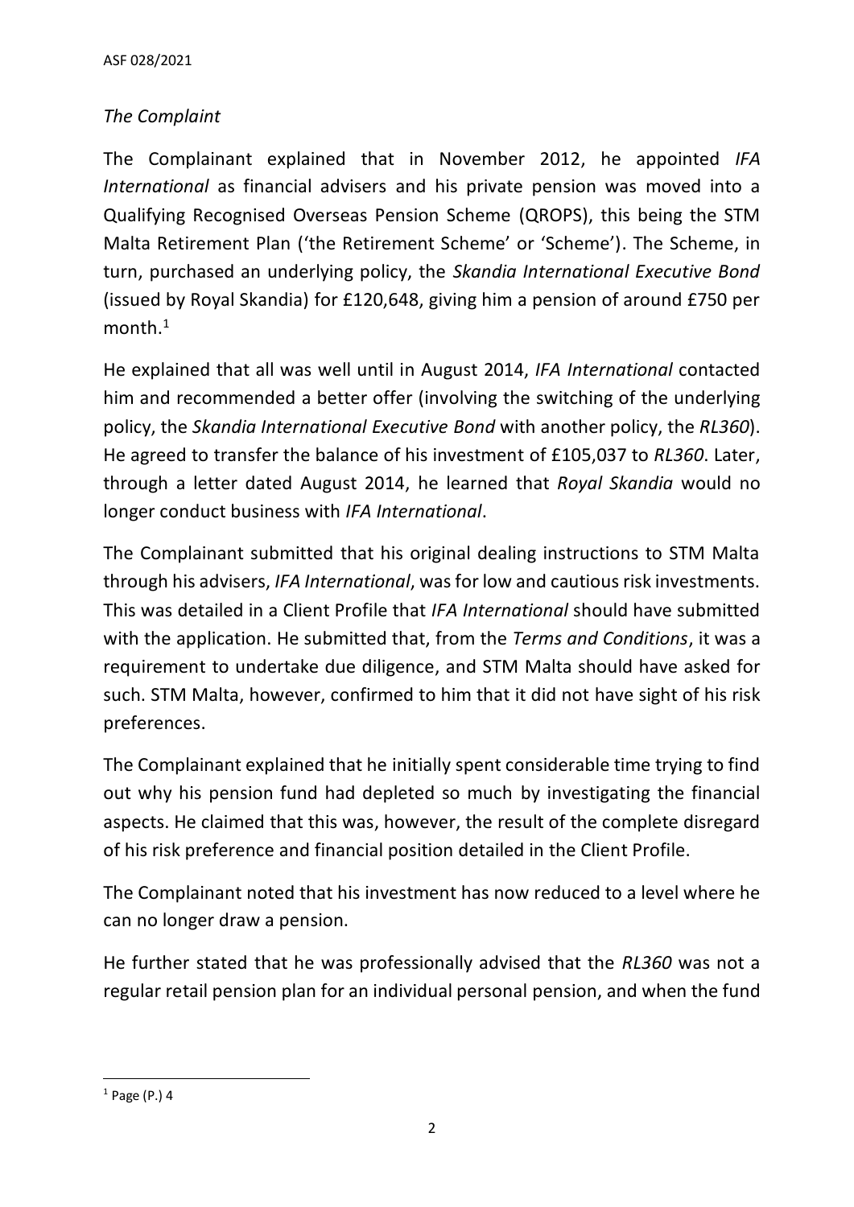*The Complaint*

The Complainant explained that in November 2012, he appointed *IFA International* as financial advisers and his private pension was moved into a Qualifying Recognised Overseas Pension Scheme (QROPS), this being the STM Malta Retirement Plan ('the Retirement Scheme' or 'Scheme'). The Scheme, in turn, purchased an underlying policy, the *Skandia International Executive Bond* (issued by Royal Skandia) for £120,648, giving him a pension of around £750 per month.[1]

He explained that all was well until in August 2014, *IFA International* contacted him and recommended a better offer (involving the switching of the underlying policy, the *Skandia International Executive Bond* with another policy, the *RL360*). He agreed to transfer the balance of his investment of £105,037 to *RL360*. Later, through a letter dated August 2014, he learned that *Royal Skandia* would no longer conduct business with *IFA International*.

The Complainant submitted that his original dealing instructions to STM Malta through his advisers, *IFA International*, was for low and cautious risk investments. This was detailed in a Client Profile that *IFA International* should have submitted with the application. He submitted that, from the *Terms and Conditions*, it was a requirement to undertake due diligence, and STM Malta should have asked for such. STM Malta, however, confirmed to him that it did not have sight of his risk preferences.

The Complainant explained that he initially spent considerable time trying to find out why his pension fund had depleted so much by investigating the financial aspects. He claimed that this was, however, the result of the complete disregard of his risk preference and financial position detailed in the Client Profile.

The Complainant noted that his investment has now reduced to a level where he can no longer draw a pension.

He further stated that he was professionally advised that the *RL360* was not a regular retail pension plan for an individual personal pension, and when the fund

[1] Page (P.) 4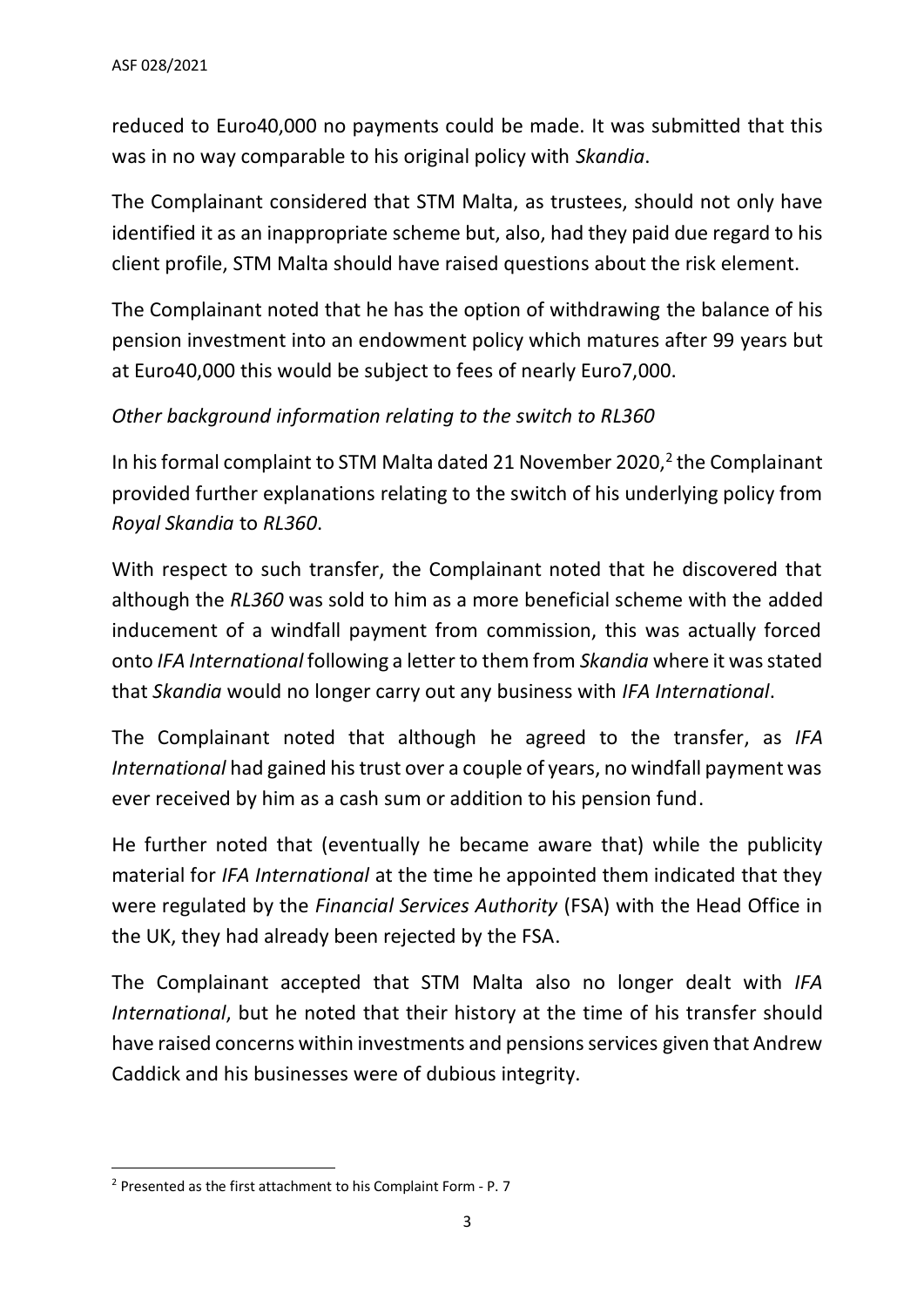reduced to Euro40,000 no payments could be made. It was submitted that this was in no way comparable to his original policy with *Skandia*.

The Complainant considered that STM Malta, as trustees, should not only have identified it as an inappropriate scheme but, also, had they paid due regard to his client profile, STM Malta should have raised questions about the risk element.

The Complainant noted that he has the option of withdrawing the balance of his pension investment into an endowment policy which matures after 99 years but at Euro40,000 this would be subject to fees of nearly Euro7,000.

*Other background information relating to the switch to RL360*

In his formal complaint to STM Malta dated 21 November 2020,[2] the Complainant provided further explanations relating to the switch of his underlying policy from *Royal Skandia* to *RL360*.

With respect to such transfer, the Complainant noted that he discovered that although the *RL360* was sold to him as a more beneficial scheme with the added inducement of a windfall payment from commission, this was actually forced onto *IFA International* following a letter to them from *Skandia* where it was stated that *Skandia* would no longer carry out any business with *IFA International*.

The Complainant noted that although he agreed to the transfer, as *IFA International* had gained his trust over a couple of years, no windfall payment was ever received by him as a cash sum or addition to his pension fund.

He further noted that (eventually he became aware that) while the publicity material for *IFA International* at the time he appointed them indicated that they were regulated by the *Financial Services Authority* (FSA) with the Head Office in the UK, they had already been rejected by the FSA.

The Complainant accepted that STM Malta also no longer dealt with *IFA International*, but he noted that their history at the time of his transfer should have raised concerns within investments and pensions services given that Andrew Caddick and his businesses were of dubious integrity.

---

[2] Presented as the first attachment to his Complaint Form - P. 7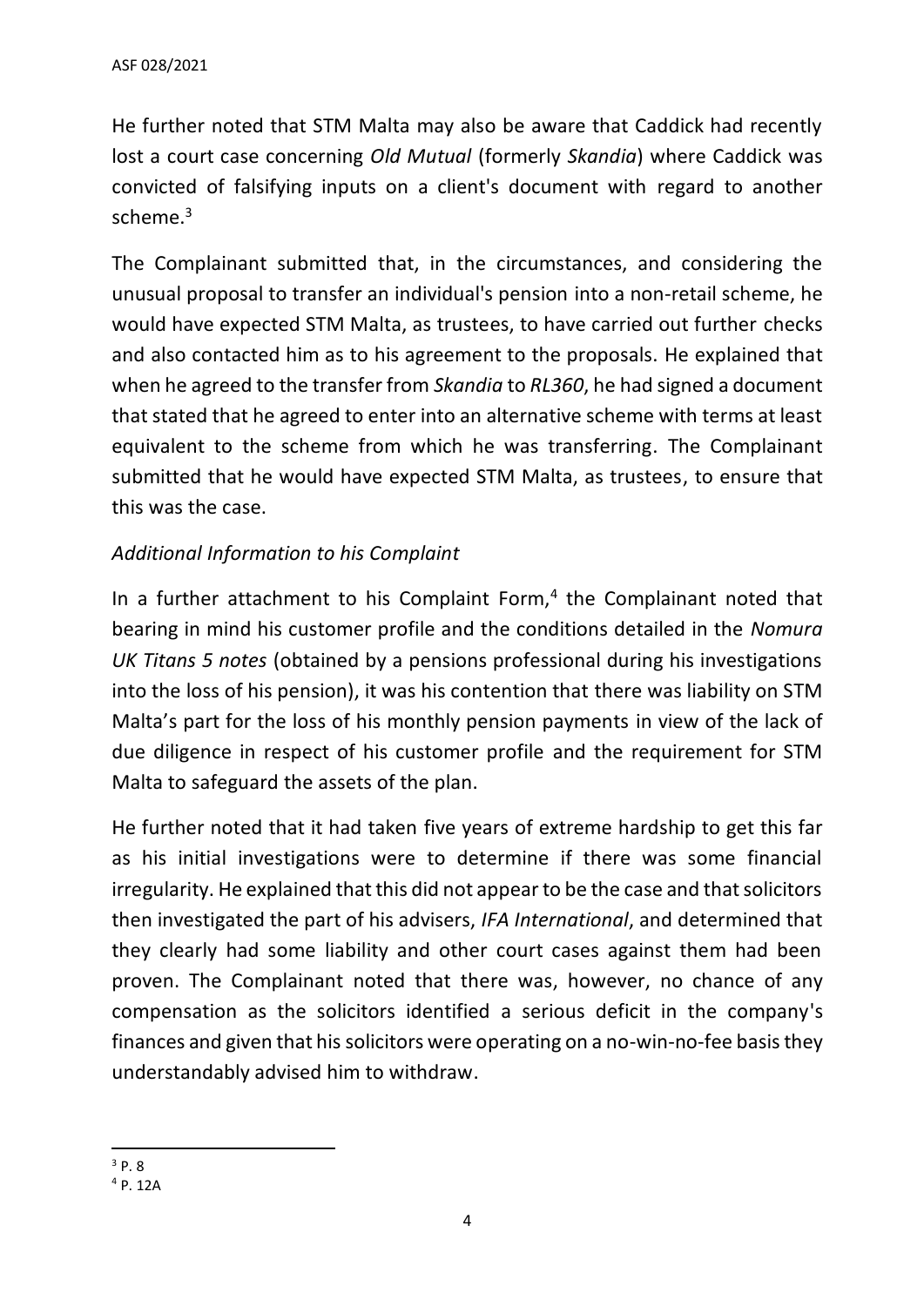He further noted that STM Malta may also be aware that Caddick had recently lost a court case concerning *Old Mutual* (formerly *Skandia*) where Caddick was convicted of falsifying inputs on a client's document with regard to another scheme.[3]

The Complainant submitted that, in the circumstances, and considering the unusual proposal to transfer an individual's pension into a non-retail scheme, he would have expected STM Malta, as trustees, to have carried out further checks and also contacted him as to his agreement to the proposals. He explained that when he agreed to the transfer from *Skandia* to *RL360*, he had signed a document that stated that he agreed to enter into an alternative scheme with terms at least equivalent to the scheme from which he was transferring. The Complainant submitted that he would have expected STM Malta, as trustees, to ensure that this was the case.

*Additional Information to his Complaint*

In a further attachment to his Complaint Form,[4] the Complainant noted that bearing in mind his customer profile and the conditions detailed in the *Nomura UK Titans 5 notes* (obtained by a pensions professional during his investigations into the loss of his pension), it was his contention that there was liability on STM Malta's part for the loss of his monthly pension payments in view of the lack of due diligence in respect of his customer profile and the requirement for STM Malta to safeguard the assets of the plan.

He further noted that it had taken five years of extreme hardship to get this far as his initial investigations were to determine if there was some financial irregularity. He explained that this did not appear to be the case and that solicitors then investigated the part of his advisers, *IFA International*, and determined that they clearly had some liability and other court cases against them had been proven. The Complainant noted that there was, however, no chance of any compensation as the solicitors identified a serious deficit in the company's finances and given that his solicitors were operating on a no-win-no-fee basis they understandably advised him to withdraw.

[3] P. 8

[4] P. 12A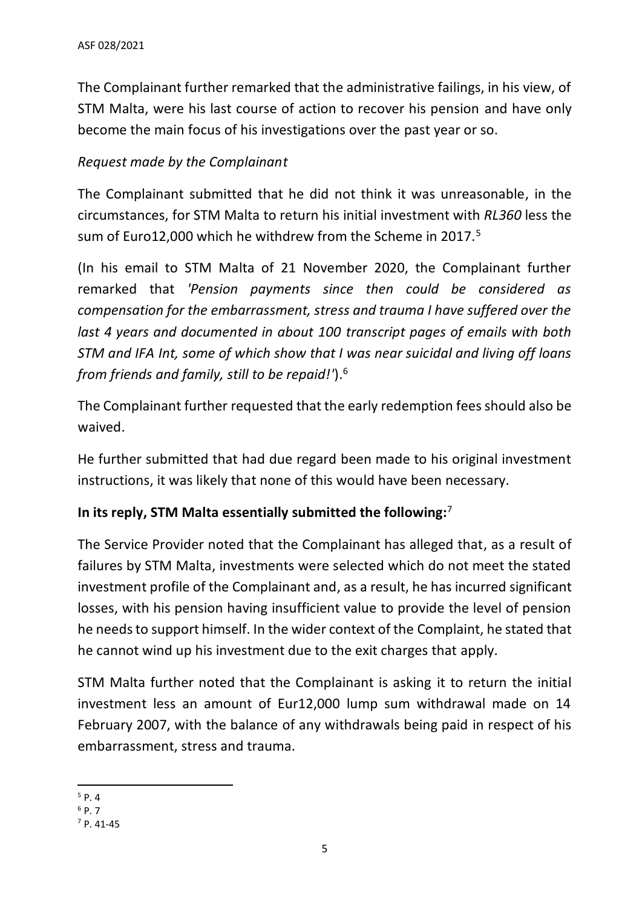The Complainant further remarked that the administrative failings, in his view, of STM Malta, were his last course of action to recover his pension and have only become the main focus of his investigations over the past year or so.

*Request made by the Complainant*

The Complainant submitted that he did not think it was unreasonable, in the circumstances, for STM Malta to return his initial investment with *RL360* less the sum of Euro12,000 which he withdrew from the Scheme in 2017.[5]

(In his email to STM Malta of 21 November 2020, the Complainant further remarked that *'Pension payments since then could be considered as compensation for the embarrassment, stress and trauma I have suffered over the last 4 years and documented in about 100 transcript pages of emails with both STM and IFA Int, some of which show that I was near suicidal and living off loans from friends and family, still to be repaid!'*).[6]

The Complainant further requested that the early redemption fees should also be waived.

He further submitted that had due regard been made to his original investment instructions, it was likely that none of this would have been necessary.

**In its reply, STM Malta essentially submitted the following:**[7]

The Service Provider noted that the Complainant has alleged that, as a result of failures by STM Malta, investments were selected which do not meet the stated investment profile of the Complainant and, as a result, he has incurred significant losses, with his pension having insufficient value to provide the level of pension he needs to support himself. In the wider context of the Complaint, he stated that he cannot wind up his investment due to the exit charges that apply.

STM Malta further noted that the Complainant is asking it to return the initial investment less an amount of Eur12,000 lump sum withdrawal made on 14 February 2007, with the balance of any withdrawals being paid in respect of his embarrassment, stress and trauma.

---

[5] P. 4

[6] P. 7

[7] P. 41-45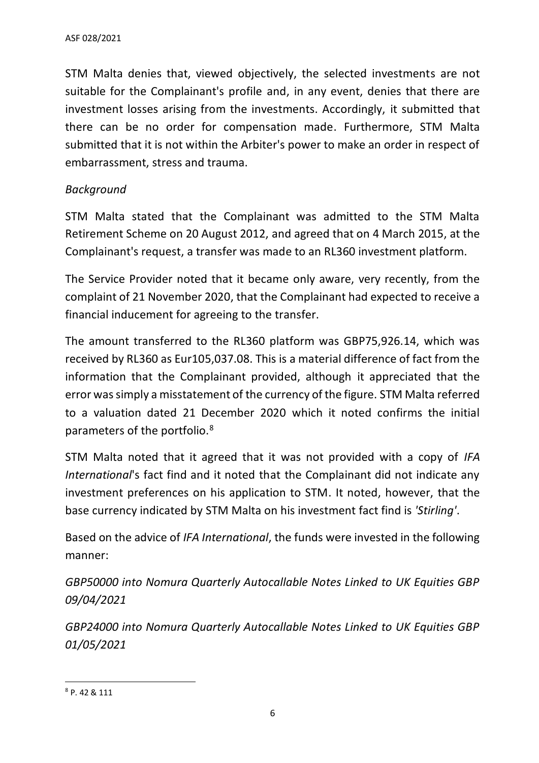STM Malta denies that, viewed objectively, the selected investments are not suitable for the Complainant's profile and, in any event, denies that there are investment losses arising from the investments. Accordingly, it submitted that there can be no order for compensation made. Furthermore, STM Malta submitted that it is not within the Arbiter's power to make an order in respect of embarrassment, stress and trauma.

*Background*

STM Malta stated that the Complainant was admitted to the STM Malta Retirement Scheme on 20 August 2012, and agreed that on 4 March 2015, at the Complainant's request, a transfer was made to an RL360 investment platform.

The Service Provider noted that it became only aware, very recently, from the complaint of 21 November 2020, that the Complainant had expected to receive a financial inducement for agreeing to the transfer.

The amount transferred to the RL360 platform was GBP75,926.14, which was received by RL360 as Eur105,037.08. This is a material difference of fact from the information that the Complainant provided, although it appreciated that the error was simply a misstatement of the currency of the figure. STM Malta referred to a valuation dated 21 December 2020 which it noted confirms the initial parameters of the portfolio.[8]

STM Malta noted that it agreed that it was not provided with a copy of *IFA International*'s fact find and it noted that the Complainant did not indicate any investment preferences on his application to STM. It noted, however, that the base currency indicated by STM Malta on his investment fact find is *'Stirling'*.

Based on the advice of *IFA International*, the funds were invested in the following manner:

*GBP50000 into Nomura Quarterly Autocallable Notes Linked to UK Equities GBP 09/04/2021*

*GBP24000 into Nomura Quarterly Autocallable Notes Linked to UK Equities GBP 01/05/2021*

---

[8] P. 42 & 111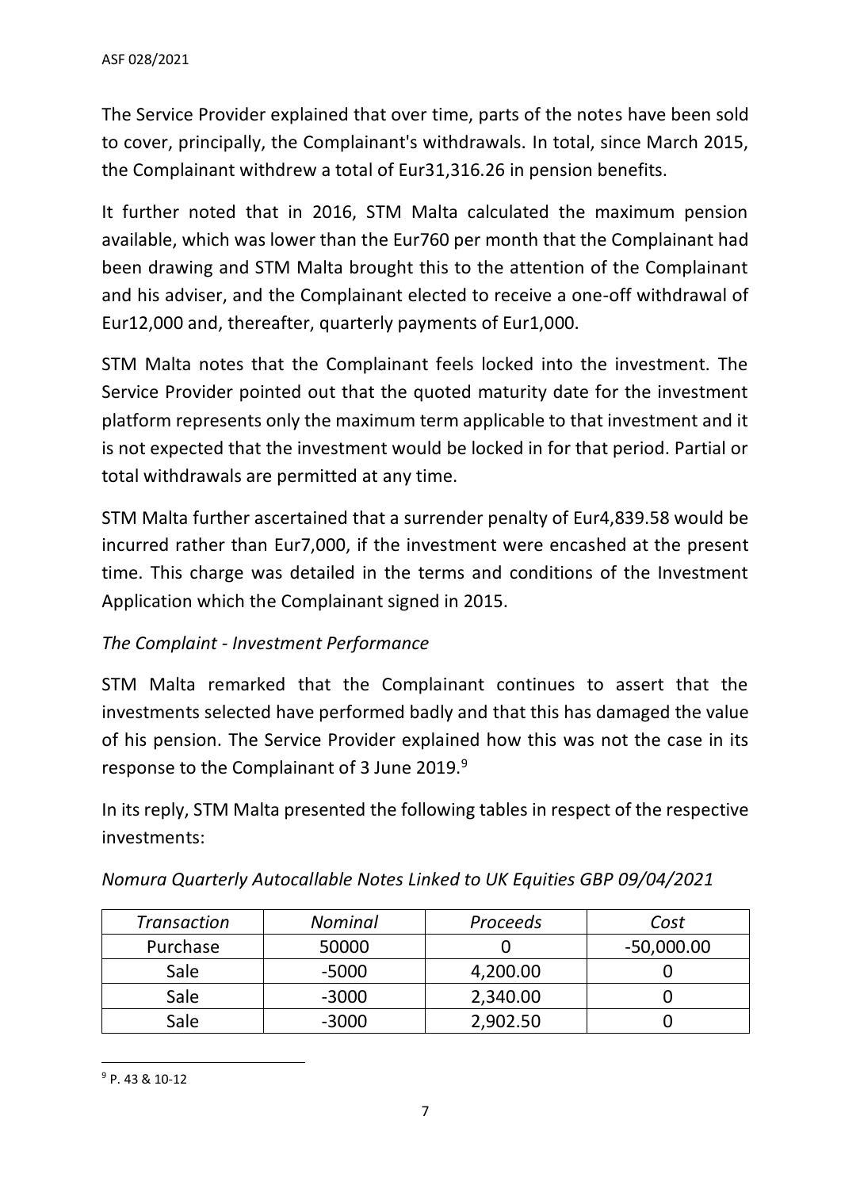The Service Provider explained that over time, parts of the notes have been sold to cover, principally, the Complainant's withdrawals. In total, since March 2015, the Complainant withdrew a total of Eur31,316.26 in pension benefits.

It further noted that in 2016, STM Malta calculated the maximum pension available, which was lower than the Eur760 per month that the Complainant had been drawing and STM Malta brought this to the attention of the Complainant and his adviser, and the Complainant elected to receive a one-off withdrawal of Eur12,000 and, thereafter, quarterly payments of Eur1,000.

STM Malta notes that the Complainant feels locked into the investment. The Service Provider pointed out that the quoted maturity date for the investment platform represents only the maximum term applicable to that investment and it is not expected that the investment would be locked in for that period. Partial or total withdrawals are permitted at any time.

STM Malta further ascertained that a surrender penalty of Eur4,839.58 would be incurred rather than Eur7,000, if the investment were encashed at the present time. This charge was detailed in the terms and conditions of the Investment Application which the Complainant signed in 2015.

*The Complaint - Investment Performance*

STM Malta remarked that the Complainant continues to assert that the investments selected have performed badly and that this has damaged the value of his pension. The Service Provider explained how this was not the case in its response to the Complainant of 3 June 2019.[9]

In its reply, STM Malta presented the following tables in respect of the respective investments:

*Nomura Quarterly Autocallable Notes Linked to UK Equities GBP 09/04/2021*

| *Transaction* | *Nominal* | *Proceeds* | *Cost* |
|---|---|---|---|
| Purchase | 50000 | 0 | -50,000.00 |
| Sale | -5000 | 4,200.00 | 0 |
| Sale | -3000 | 2,340.00 | 0 |
| Sale | -3000 | 2,902.50 | 0 |

[9] P. 43 & 10-12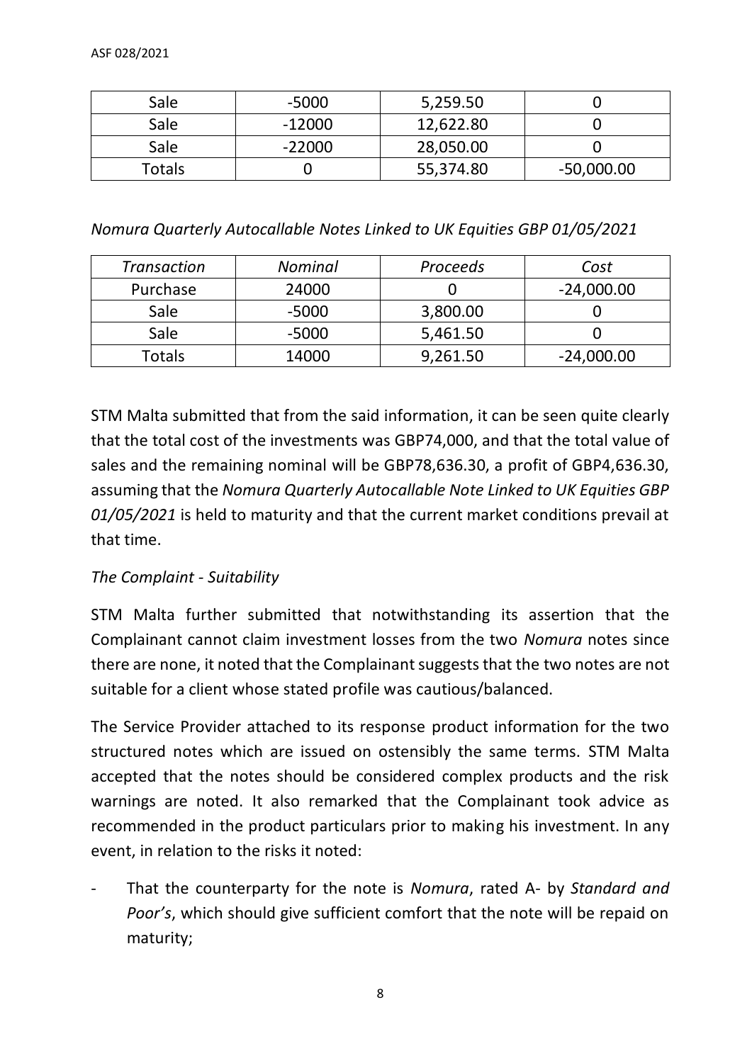| Sale | -5000 | 5,259.50 | 0 |
|---|---|---|---|
| Sale | -12000 | 12,622.80 | 0 |
| Sale | -22000 | 28,050.00 | 0 |
| Totals | 0 | 55,374.80 | -50,000.00 |

*Nomura Quarterly Autocallable Notes Linked to UK Equities GBP 01/05/2021*

| *Transaction* | *Nominal* | *Proceeds* | *Cost* |
|---|---|---|---|
| Purchase | 24000 | 0 | -24,000.00 |
| Sale | -5000 | 3,800.00 | 0 |
| Sale | -5000 | 5,461.50 | 0 |
| Totals | 14000 | 9,261.50 | -24,000.00 |

STM Malta submitted that from the said information, it can be seen quite clearly that the total cost of the investments was GBP74,000, and that the total value of sales and the remaining nominal will be GBP78,636.30, a profit of GBP4,636.30, assuming that the *Nomura Quarterly Autocallable Note Linked to UK Equities GBP 01/05/2021* is held to maturity and that the current market conditions prevail at that time.

*The Complaint - Suitability*

STM Malta further submitted that notwithstanding its assertion that the Complainant cannot claim investment losses from the two *Nomura* notes since there are none, it noted that the Complainant suggests that the two notes are not suitable for a client whose stated profile was cautious/balanced.

The Service Provider attached to its response product information for the two structured notes which are issued on ostensibly the same terms. STM Malta accepted that the notes should be considered complex products and the risk warnings are noted. It also remarked that the Complainant took advice as recommended in the product particulars prior to making his investment. In any event, in relation to the risks it noted:

- That the counterparty for the note is *Nomura*, rated A- by *Standard and Poor's*, which should give sufficient comfort that the note will be repaid on maturity;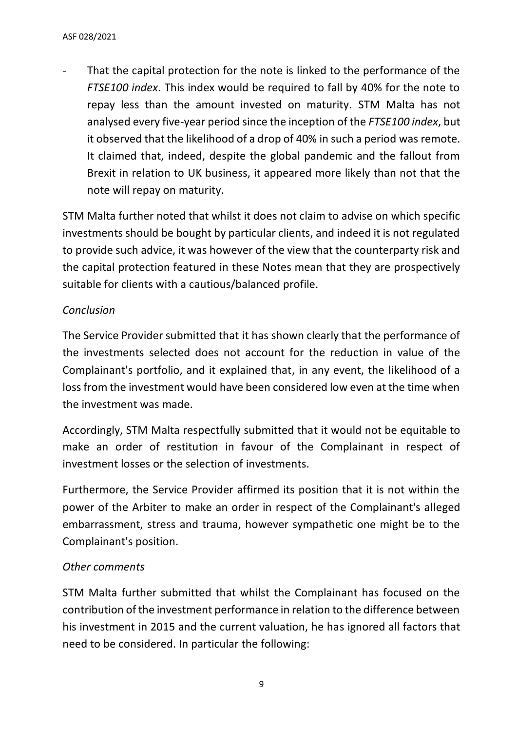- That the capital protection for the note is linked to the performance of the *FTSE100 index*. This index would be required to fall by 40% for the note to repay less than the amount invested on maturity. STM Malta has not analysed every five-year period since the inception of the *FTSE100 index*, but it observed that the likelihood of a drop of 40% in such a period was remote. It claimed that, indeed, despite the global pandemic and the fallout from Brexit in relation to UK business, it appeared more likely than not that the note will repay on maturity.

STM Malta further noted that whilst it does not claim to advise on which specific investments should be bought by particular clients, and indeed it is not regulated to provide such advice, it was however of the view that the counterparty risk and the capital protection featured in these Notes mean that they are prospectively suitable for clients with a cautious/balanced profile.

*Conclusion*

The Service Provider submitted that it has shown clearly that the performance of the investments selected does not account for the reduction in value of the Complainant's portfolio, and it explained that, in any event, the likelihood of a loss from the investment would have been considered low even at the time when the investment was made.

Accordingly, STM Malta respectfully submitted that it would not be equitable to make an order of restitution in favour of the Complainant in respect of investment losses or the selection of investments.

Furthermore, the Service Provider affirmed its position that it is not within the power of the Arbiter to make an order in respect of the Complainant's alleged embarrassment, stress and trauma, however sympathetic one might be to the Complainant's position.

*Other comments*

STM Malta further submitted that whilst the Complainant has focused on the contribution of the investment performance in relation to the difference between his investment in 2015 and the current valuation, he has ignored all factors that need to be considered. In particular the following: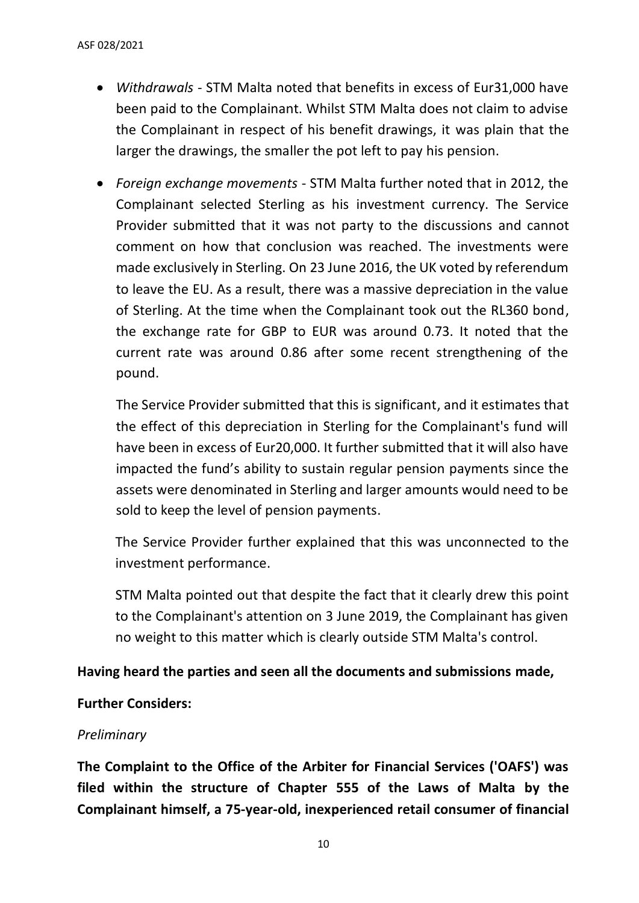- *Withdrawals* - STM Malta noted that benefits in excess of Eur31,000 have been paid to the Complainant. Whilst STM Malta does not claim to advise the Complainant in respect of his benefit drawings, it was plain that the larger the drawings, the smaller the pot left to pay his pension.

- *Foreign exchange movements* - STM Malta further noted that in 2012, the Complainant selected Sterling as his investment currency. The Service Provider submitted that it was not party to the discussions and cannot comment on how that conclusion was reached. The investments were made exclusively in Sterling. On 23 June 2016, the UK voted by referendum to leave the EU. As a result, there was a massive depreciation in the value of Sterling. At the time when the Complainant took out the RL360 bond, the exchange rate for GBP to EUR was around 0.73. It noted that the current rate was around 0.86 after some recent strengthening of the pound.

  The Service Provider submitted that this is significant, and it estimates that the effect of this depreciation in Sterling for the Complainant's fund will have been in excess of Eur20,000. It further submitted that it will also have impacted the fund's ability to sustain regular pension payments since the assets were denominated in Sterling and larger amounts would need to be sold to keep the level of pension payments.

  The Service Provider further explained that this was unconnected to the investment performance.

  STM Malta pointed out that despite the fact that it clearly drew this point to the Complainant's attention on 3 June 2019, the Complainant has given no weight to this matter which is clearly outside STM Malta's control.

**Having heard the parties and seen all the documents and submissions made,**

**Further Considers:**

*Preliminary*

**The Complaint to the Office of the Arbiter for Financial Services ('OAFS') was filed within the structure of Chapter 555 of the Laws of Malta by the Complainant himself, a 75-year-old, inexperienced retail consumer of financial**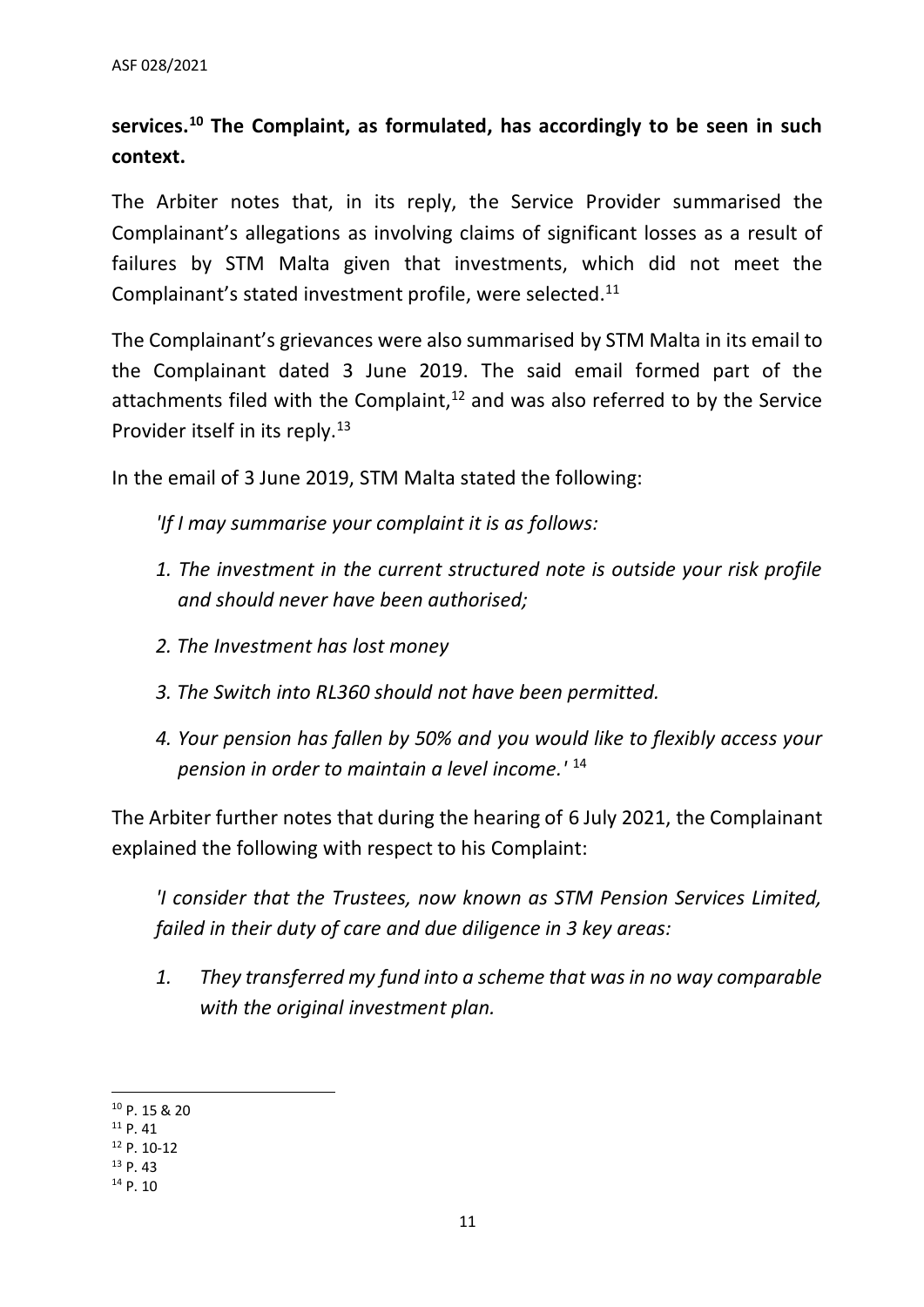**services.[10] The Complaint, as formulated, has accordingly to be seen in such context.**

The Arbiter notes that, in its reply, the Service Provider summarised the Complainant's allegations as involving claims of significant losses as a result of failures by STM Malta given that investments, which did not meet the Complainant's stated investment profile, were selected.[11]

The Complainant's grievances were also summarised by STM Malta in its email to the Complainant dated 3 June 2019. The said email formed part of the attachments filed with the Complaint,[12] and was also referred to by the Service Provider itself in its reply.[13]

In the email of 3 June 2019, STM Malta stated the following:

> *'If I may summarise your complaint it is as follows:*
>
> 1. *The investment in the current structured note is outside your risk profile and should never have been authorised;*
> 2. *The Investment has lost money*
> 3. *The Switch into RL360 should not have been permitted.*
> 4. *Your pension has fallen by 50% and you would like to flexibly access your pension in order to maintain a level income.'* [14]

The Arbiter further notes that during the hearing of 6 July 2021, the Complainant explained the following with respect to his Complaint:

> *'I consider that the Trustees, now known as STM Pension Services Limited, failed in their duty of care and due diligence in 3 key areas:*
>
> 1. *They transferred my fund into a scheme that was in no way comparable with the original investment plan.*

---

[10] P. 15 & 20

[11] P. 41

[12] P. 10-12

[13] P. 43

[14] P. 10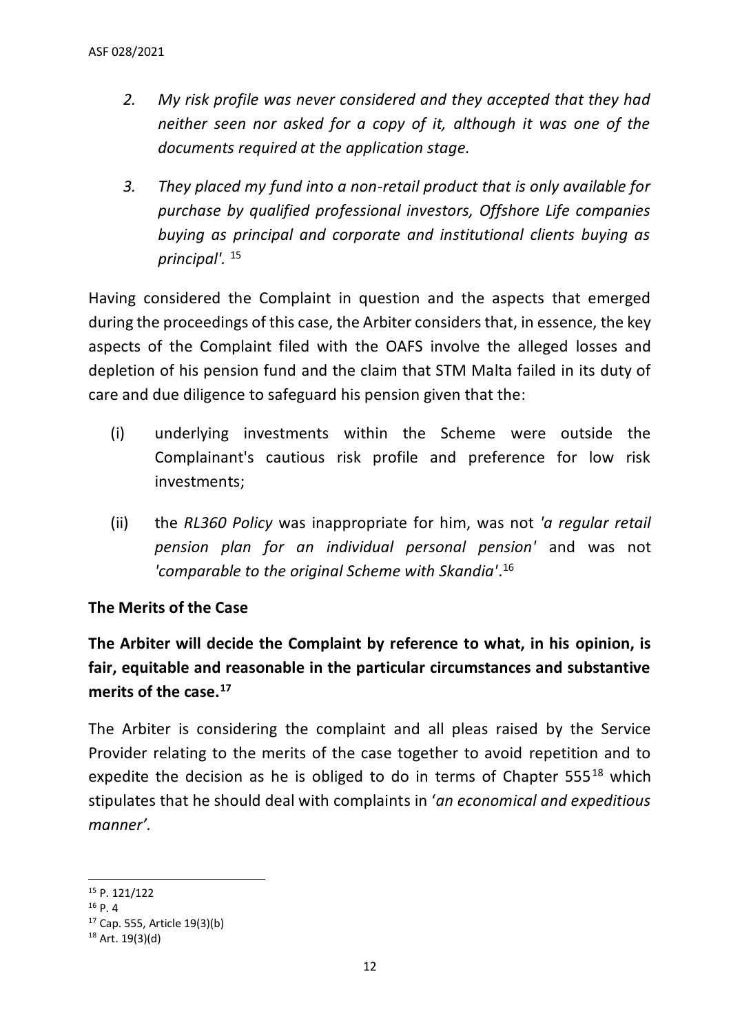2. *My risk profile was never considered and they accepted that they had neither seen nor asked for a copy of it, although it was one of the documents required at the application stage.*

3. *They placed my fund into a non-retail product that is only available for purchase by qualified professional investors, Offshore Life companies buying as principal and corporate and institutional clients buying as principal'.* [15]

Having considered the Complaint in question and the aspects that emerged during the proceedings of this case, the Arbiter considers that, in essence, the key aspects of the Complaint filed with the OAFS involve the alleged losses and depletion of his pension fund and the claim that STM Malta failed in its duty of care and due diligence to safeguard his pension given that the:

(i) underlying investments within the Scheme were outside the Complainant's cautious risk profile and preference for low risk investments;

(ii) the *RL360 Policy* was inappropriate for him, was not *'a regular retail pension plan for an individual personal pension'* and was not *'comparable to the original Scheme with Skandia'*.[16]

## The Merits of the Case

**The Arbiter will decide the Complaint by reference to what, in his opinion, is fair, equitable and reasonable in the particular circumstances and substantive merits of the case.[17]**

The Arbiter is considering the complaint and all pleas raised by the Service Provider relating to the merits of the case together to avoid repetition and to expedite the decision as he is obliged to do in terms of Chapter 555[18] which stipulates that he should deal with complaints in '*an economical and expeditious manner'.*

---

[15] P. 121/122

[16] P. 4

[17] Cap. 555, Article 19(3)(b)

[18] Art. 19(3)(d)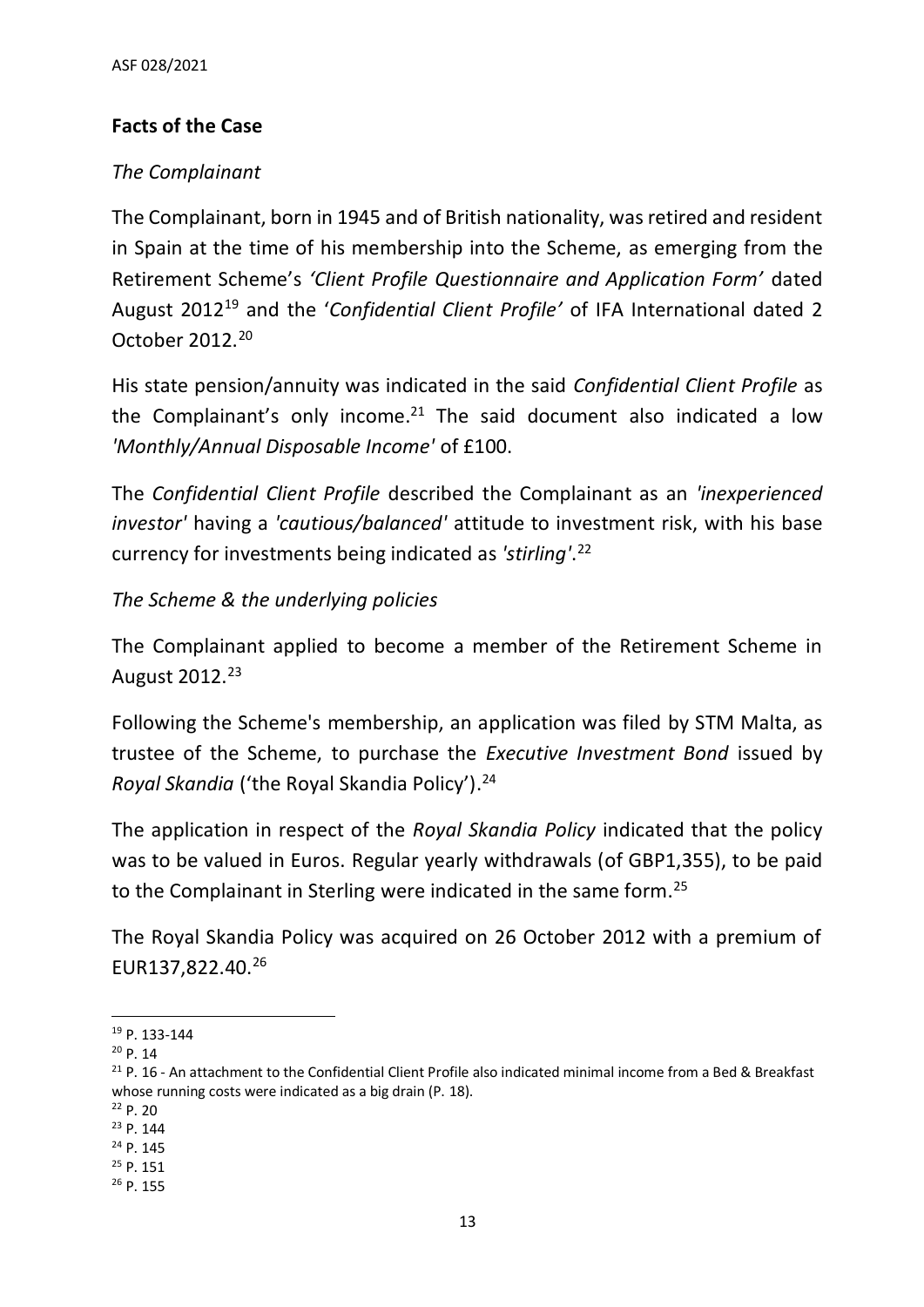## Facts of the Case

### *The Complainant*

The Complainant, born in 1945 and of British nationality, was retired and resident in Spain at the time of his membership into the Scheme, as emerging from the Retirement Scheme's *'Client Profile Questionnaire and Application Form'* dated August 2012[19] and the '*Confidential Client Profile'* of IFA International dated 2 October 2012.[20]

His state pension/annuity was indicated in the said *Confidential Client Profile* as the Complainant's only income.[21] The said document also indicated a low *'Monthly/Annual Disposable Income'* of £100.

The *Confidential Client Profile* described the Complainant as an *'inexperienced investor'* having a *'cautious/balanced'* attitude to investment risk, with his base currency for investments being indicated as *'stirling'*.[22]

### *The Scheme & the underlying policies*

The Complainant applied to become a member of the Retirement Scheme in August 2012.[23]

Following the Scheme's membership, an application was filed by STM Malta, as trustee of the Scheme, to purchase the *Executive Investment Bond* issued by *Royal Skandia* ('the Royal Skandia Policy').[24]

The application in respect of the *Royal Skandia Policy* indicated that the policy was to be valued in Euros. Regular yearly withdrawals (of GBP1,355), to be paid to the Complainant in Sterling were indicated in the same form.[25]

The Royal Skandia Policy was acquired on 26 October 2012 with a premium of EUR137,822.40.[26]

---

[19] P. 133-144

[20] P. 14

[21] P. 16 - An attachment to the Confidential Client Profile also indicated minimal income from a Bed & Breakfast whose running costs were indicated as a big drain (P. 18).

[22] P. 20

[23] P. 144

[24] P. 145

[25] P. 151

[26] P. 155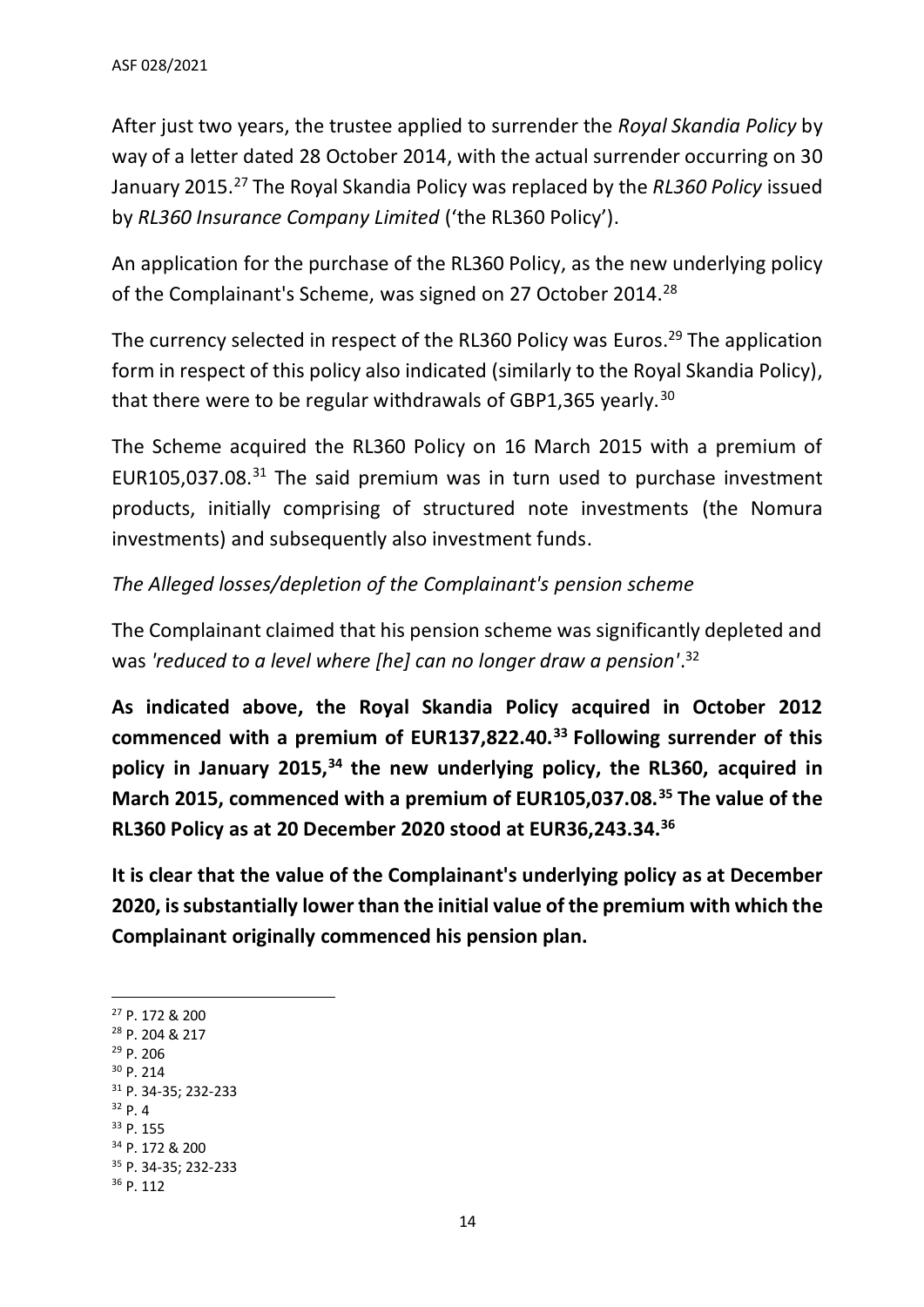After just two years, the trustee applied to surrender the *Royal Skandia Policy* by way of a letter dated 28 October 2014, with the actual surrender occurring on 30 January 2015.[27] The Royal Skandia Policy was replaced by the *RL360 Policy* issued by *RL360 Insurance Company Limited* ('the RL360 Policy').

An application for the purchase of the RL360 Policy, as the new underlying policy of the Complainant's Scheme, was signed on 27 October 2014.[28]

The currency selected in respect of the RL360 Policy was Euros.[29] The application form in respect of this policy also indicated (similarly to the Royal Skandia Policy), that there were to be regular withdrawals of GBP1,365 yearly.[30]

The Scheme acquired the RL360 Policy on 16 March 2015 with a premium of EUR105,037.08.[31] The said premium was in turn used to purchase investment products, initially comprising of structured note investments (the Nomura investments) and subsequently also investment funds.

*The Alleged losses/depletion of the Complainant's pension scheme*

The Complainant claimed that his pension scheme was significantly depleted and was *'reduced to a level where [he] can no longer draw a pension'*.[32]

**As indicated above, the Royal Skandia Policy acquired in October 2012 commenced with a premium of EUR137,822.40.[33] Following surrender of this policy in January 2015,[34] the new underlying policy, the RL360, acquired in March 2015, commenced with a premium of EUR105,037.08.[35] The value of the RL360 Policy as at 20 December 2020 stood at EUR36,243.34.[36]**

**It is clear that the value of the Complainant's underlying policy as at December 2020, is substantially lower than the initial value of the premium with which the Complainant originally commenced his pension plan.**

---

[27] P. 172 & 200
[28] P. 204 & 217
[29] P. 206
[30] P. 214
[31] P. 34-35; 232-233
[32] P. 4
[33] P. 155
[34] P. 172 & 200
[35] P. 34-35; 232-233
[36] P. 112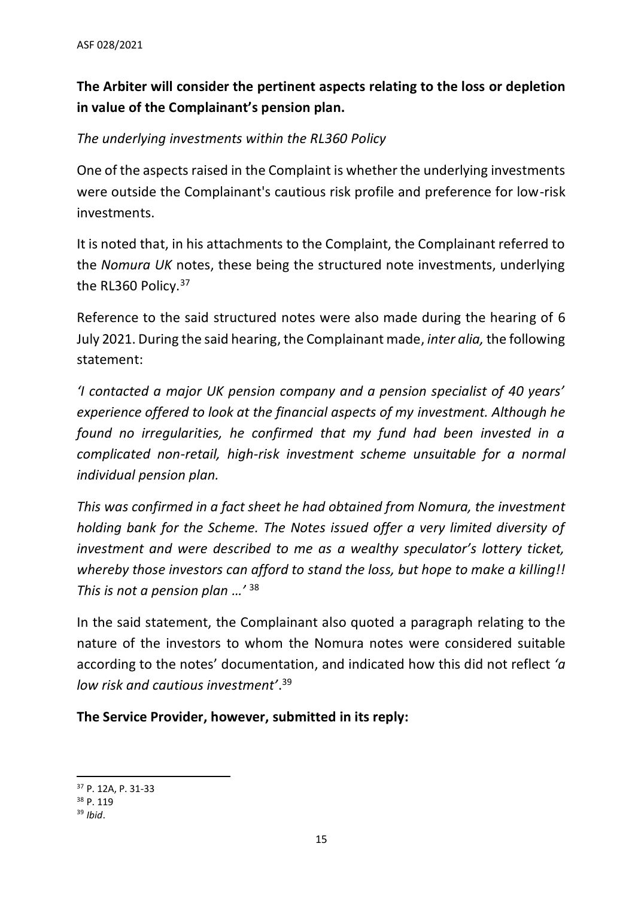**The Arbiter will consider the pertinent aspects relating to the loss or depletion in value of the Complainant's pension plan.**

*The underlying investments within the RL360 Policy*

One of the aspects raised in the Complaint is whether the underlying investments were outside the Complainant's cautious risk profile and preference for low-risk investments.

It is noted that, in his attachments to the Complaint, the Complainant referred to the *Nomura UK* notes, these being the structured note investments, underlying the RL360 Policy.[37]

Reference to the said structured notes were also made during the hearing of 6 July 2021. During the said hearing, the Complainant made, *inter alia,* the following statement:

*'I contacted a major UK pension company and a pension specialist of 40 years' experience offered to look at the financial aspects of my investment. Although he found no irregularities, he confirmed that my fund had been invested in a complicated non-retail, high-risk investment scheme unsuitable for a normal individual pension plan.*

*This was confirmed in a fact sheet he had obtained from Nomura, the investment holding bank for the Scheme. The Notes issued offer a very limited diversity of investment and were described to me as a wealthy speculator's lottery ticket, whereby those investors can afford to stand the loss, but hope to make a killing!! This is not a pension plan …'* [38]

In the said statement, the Complainant also quoted a paragraph relating to the nature of the investors to whom the Nomura notes were considered suitable according to the notes' documentation, and indicated how this did not reflect *'a low risk and cautious investment'*.[39]

**The Service Provider, however, submitted in its reply:**

---

[37] P. 12A, P. 31-33

[38] P. 119

[39] *Ibid*.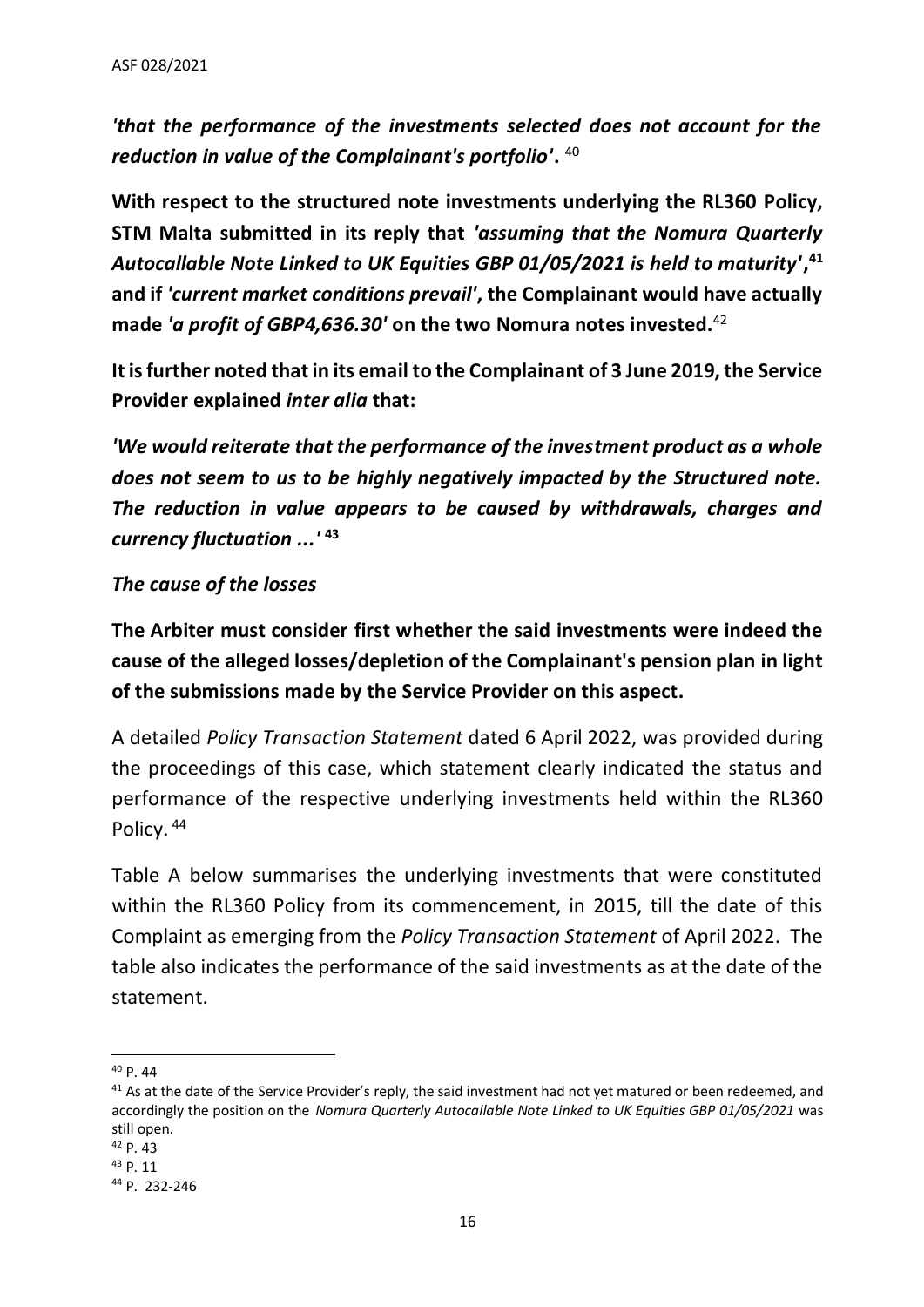*'that the performance of the investments selected does not account for the reduction in value of the Complainant's portfolio'*. [40]

**With respect to the structured note investments underlying the RL360 Policy, STM Malta submitted in its reply that *'assuming that the Nomura Quarterly Autocallable Note Linked to UK Equities GBP 01/05/2021 is held to maturity'*,[41] and if *'current market conditions prevail'*, the Complainant would have actually made *'a profit of GBP4,636.30'* on the two Nomura notes invested.**[42]

**It is further noted that in its email to the Complainant of 3 June 2019, the Service Provider explained *inter alia* that:**

***'We would reiterate that the performance of the investment product as a whole does not seem to us to be highly negatively impacted by the Structured note. The reduction in value appears to be caused by withdrawals, charges and currency fluctuation ...'*** **[43]**

***The cause of the losses***

**The Arbiter must consider first whether the said investments were indeed the cause of the alleged losses/depletion of the Complainant's pension plan in light of the submissions made by the Service Provider on this aspect.**

A detailed *Policy Transaction Statement* dated 6 April 2022, was provided during the proceedings of this case, which statement clearly indicated the status and performance of the respective underlying investments held within the RL360 Policy. [44]

Table A below summarises the underlying investments that were constituted within the RL360 Policy from its commencement, in 2015, till the date of this Complaint as emerging from the *Policy Transaction Statement* of April 2022. The table also indicates the performance of the said investments as at the date of the statement.

---

[40] P. 44

[41] As at the date of the Service Provider's reply, the said investment had not yet matured or been redeemed, and accordingly the position on the *Nomura Quarterly Autocallable Note Linked to UK Equities GBP 01/05/2021* was still open.

[42] P. 43

[43] P. 11

[44] P. 232-246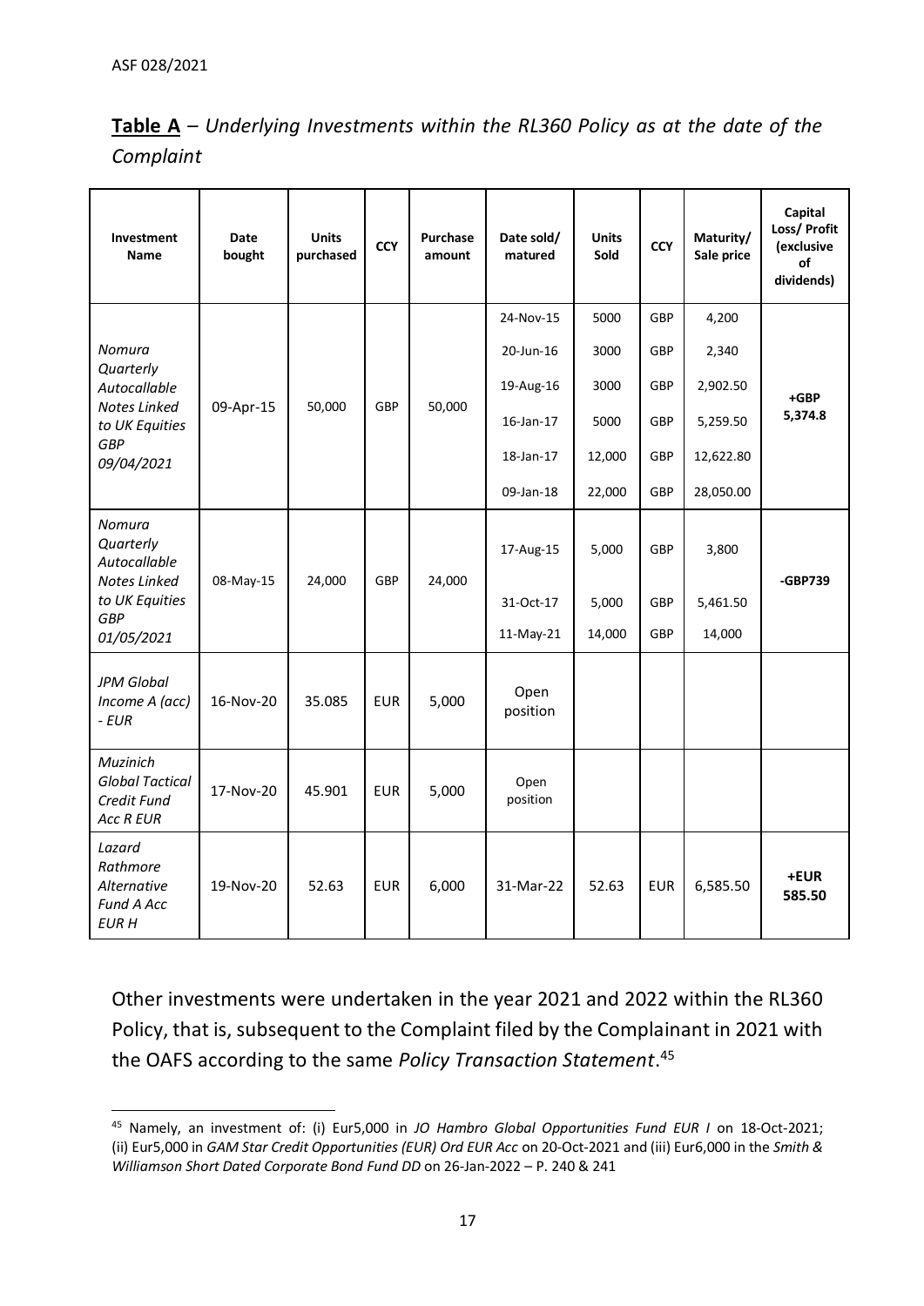**Table A** – *Underlying Investments within the RL360 Policy as at the date of the Complaint*

| Investment Name | Date bought | Units purchased | CCY | Purchase amount | Date sold/ matured | Units Sold | CCY | Maturity/ Sale price | Capital Loss/ Profit (exclusive of dividends) |
|---|---|---|---|---|---|---|---|---|---|
| *Nomura Quarterly Autocallable Notes Linked to UK Equities GBP 09/04/2021* | 09-Apr-15 | 50,000 | GBP | 50,000 | 24-Nov-15<br>20-Jun-16<br>19-Aug-16<br>16-Jan-17<br>18-Jan-17<br>09-Jan-18 | 5000<br>3000<br>3000<br>5000<br>12,000<br>22,000 | GBP<br>GBP<br>GBP<br>GBP<br>GBP<br>GBP | 4,200<br>2,340<br>2,902.50<br>5,259.50<br>12,622.80<br>28,050.00 | **+GBP 5,374.8** |
| *Nomura Quarterly Autocallable Notes Linked to UK Equities GBP 01/05/2021* | 08-May-15 | 24,000 | GBP | 24,000 | 17-Aug-15<br>31-Oct-17<br>11-May-21 | 5,000<br>5,000<br>14,000 | GBP<br>GBP<br>GBP | 3,800<br>5,461.50<br>14,000 | **-GBP739** |
| *JPM Global Income A (acc) - EUR* | 16-Nov-20 | 35.085 | EUR | 5,000 | Open position | | | | |
| *Muzinich Global Tactical Credit Fund Acc R EUR* | 17-Nov-20 | 45.901 | EUR | 5,000 | Open position | | | | |
| *Lazard Rathmore Alternative Fund A Acc EUR H* | 19-Nov-20 | 52.63 | EUR | 6,000 | 31-Mar-22 | 52.63 | EUR | 6,585.50 | **+EUR 585.50** |

Other investments were undertaken in the year 2021 and 2022 within the RL360 Policy, that is, subsequent to the Complaint filed by the Complainant in 2021 with the OAFS according to the same *Policy Transaction Statement*.[45]

---

[45] Namely, an investment of: (i) Eur5,000 in *JO Hambro Global Opportunities Fund EUR I* on 18-Oct-2021; (ii) Eur5,000 in *GAM Star Credit Opportunities (EUR) Ord EUR Acc* on 20-Oct-2021 and (iii) Eur6,000 in the *Smith & Williamson Short Dated Corporate Bond Fund DD* on 26-Jan-2022 – P. 240 & 241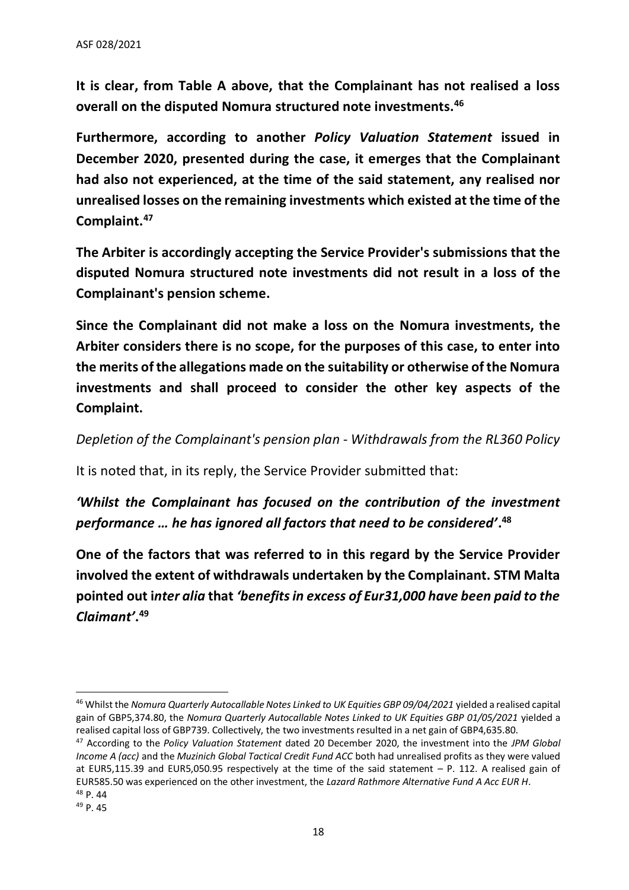**It is clear, from Table A above, that the Complainant has not realised a loss overall on the disputed Nomura structured note investments.[46]**

**Furthermore, according to another *Policy Valuation Statement* issued in December 2020, presented during the case, it emerges that the Complainant had also not experienced, at the time of the said statement, any realised nor unrealised losses on the remaining investments which existed at the time of the Complaint.[47]**

**The Arbiter is accordingly accepting the Service Provider's submissions that the disputed Nomura structured note investments did not result in a loss of the Complainant's pension scheme.**

**Since the Complainant did not make a loss on the Nomura investments, the Arbiter considers there is no scope, for the purposes of this case, to enter into the merits of the allegations made on the suitability or otherwise of the Nomura investments and shall proceed to consider the other key aspects of the Complaint.**

*Depletion of the Complainant's pension plan - Withdrawals from the RL360 Policy*

It is noted that, in its reply, the Service Provider submitted that:

***'Whilst the Complainant has focused on the contribution of the investment performance … he has ignored all factors that need to be considered'*.[48]**

**One of the factors that was referred to in this regard by the Service Provider involved the extent of withdrawals undertaken by the Complainant. STM Malta pointed out *inter alia* that *'benefits in excess of Eur31,000 have been paid to the Claimant'*.[49]**

---

[46] Whilst the *Nomura Quarterly Autocallable Notes Linked to UK Equities GBP 09/04/2021* yielded a realised capital gain of GBP5,374.80, the *Nomura Quarterly Autocallable Notes Linked to UK Equities GBP 01/05/2021* yielded a realised capital loss of GBP739. Collectively, the two investments resulted in a net gain of GBP4,635.80.

[47] According to the *Policy Valuation Statement* dated 20 December 2020, the investment into the *JPM Global Income A (acc)* and the *Muzinich Global Tactical Credit Fund ACC* both had unrealised profits as they were valued at EUR5,115.39 and EUR5,050.95 respectively at the time of the said statement – P. 112. A realised gain of EUR585.50 was experienced on the other investment, the *Lazard Rathmore Alternative Fund A Acc EUR H*.

[48] P. 44

[49] P. 45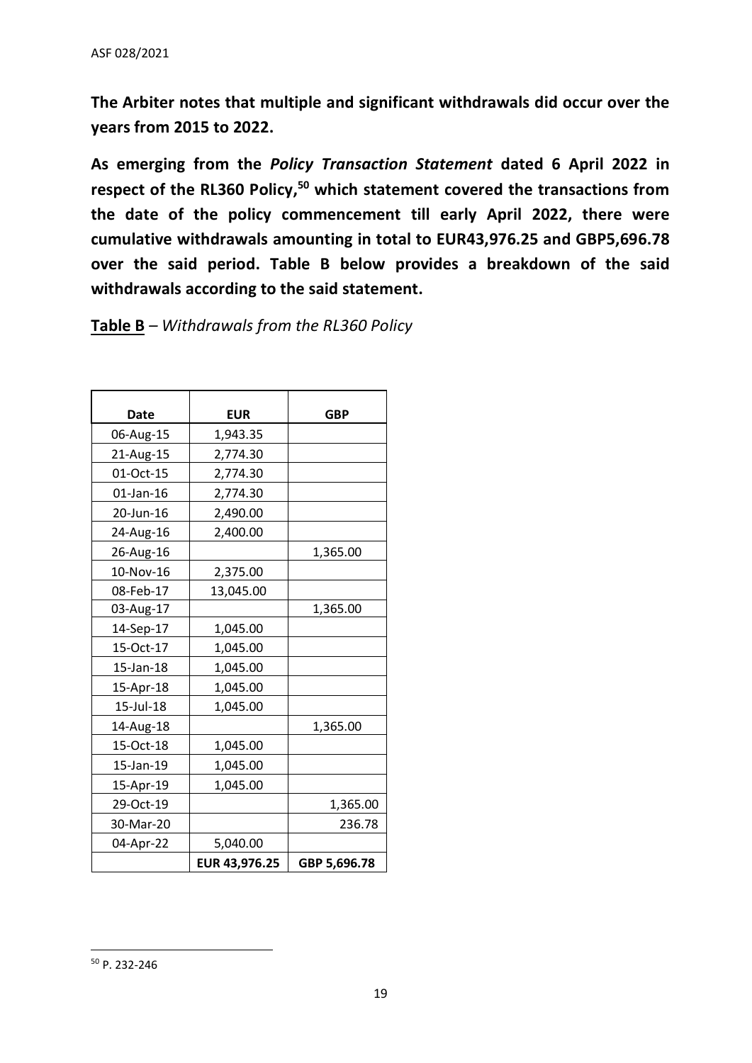**The Arbiter notes that multiple and significant withdrawals did occur over the years from 2015 to 2022.**

**As emerging from the *Policy Transaction Statement* dated 6 April 2022 in respect of the RL360 Policy,[50] which statement covered the transactions from the date of the policy commencement till early April 2022, there were cumulative withdrawals amounting in total to EUR43,976.25 and GBP5,696.78 over the said period. Table B below provides a breakdown of the said withdrawals according to the said statement.**

**Table B** – *Withdrawals from the RL360 Policy*

| Date | EUR | GBP |
|---|---|---|
| 06-Aug-15 | 1,943.35 | |
| 21-Aug-15 | 2,774.30 | |
| 01-Oct-15 | 2,774.30 | |
| 01-Jan-16 | 2,774.30 | |
| 20-Jun-16 | 2,490.00 | |
| 24-Aug-16 | 2,400.00 | |
| 26-Aug-16 | | 1,365.00 |
| 10-Nov-16 | 2,375.00 | |
| 08-Feb-17 | 13,045.00 | |
| 03-Aug-17 | | 1,365.00 |
| 14-Sep-17 | 1,045.00 | |
| 15-Oct-17 | 1,045.00 | |
| 15-Jan-18 | 1,045.00 | |
| 15-Apr-18 | 1,045.00 | |
| 15-Jul-18 | 1,045.00 | |
| 14-Aug-18 | | 1,365.00 |
| 15-Oct-18 | 1,045.00 | |
| 15-Jan-19 | 1,045.00 | |
| 15-Apr-19 | 1,045.00 | |
| 29-Oct-19 | | 1,365.00 |
| 30-Mar-20 | | 236.78 |
| 04-Apr-22 | 5,040.00 | |
| | **EUR 43,976.25** | **GBP 5,696.78** |

[50] P. 232-246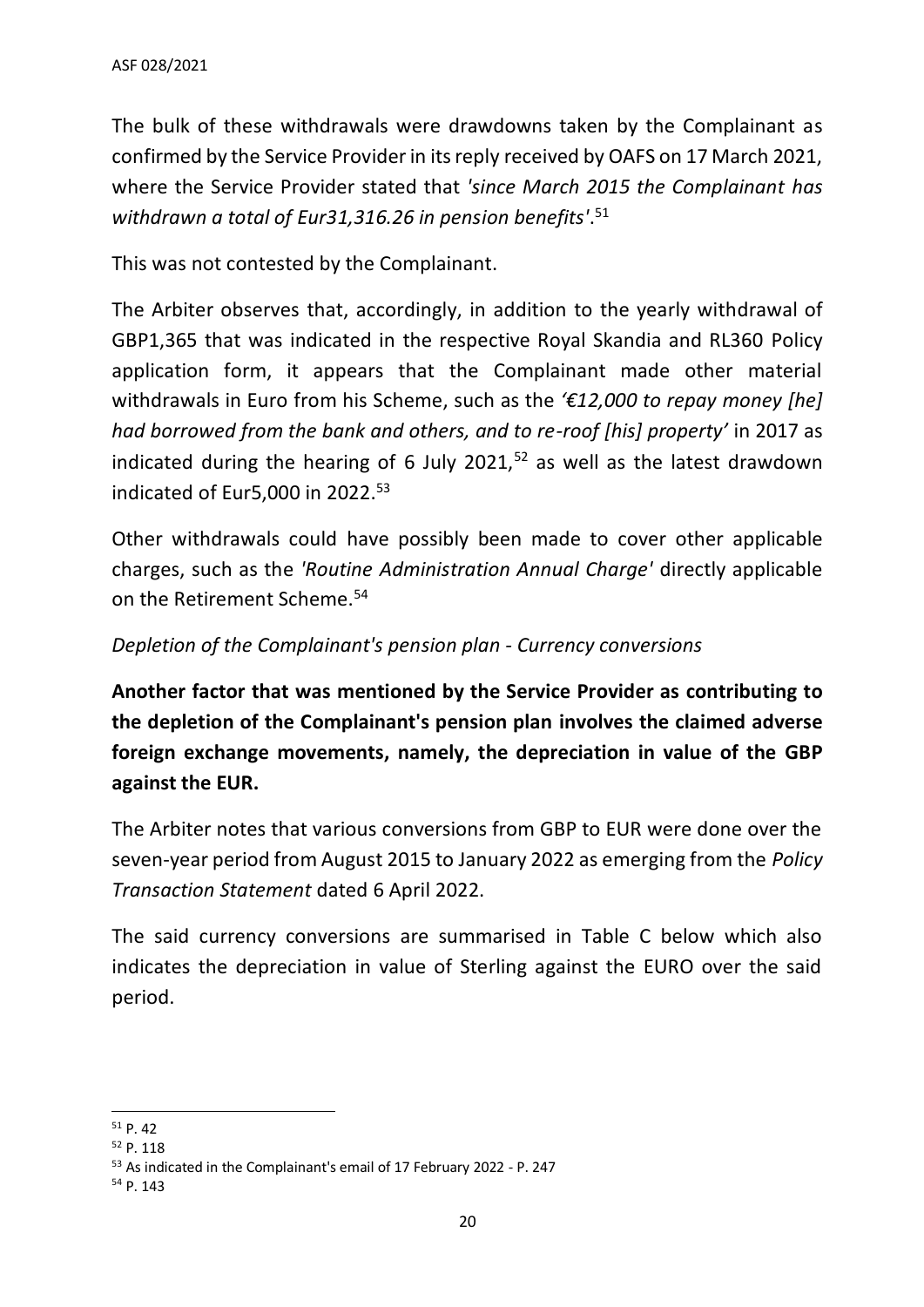The bulk of these withdrawals were drawdowns taken by the Complainant as confirmed by the Service Provider in its reply received by OAFS on 17 March 2021, where the Service Provider stated that *'since March 2015 the Complainant has withdrawn a total of Eur31,316.26 in pension benefits'*.[51]

This was not contested by the Complainant.

The Arbiter observes that, accordingly, in addition to the yearly withdrawal of GBP1,365 that was indicated in the respective Royal Skandia and RL360 Policy application form, it appears that the Complainant made other material withdrawals in Euro from his Scheme, such as the *'€12,000 to repay money [he] had borrowed from the bank and others, and to re-roof [his] property'* in 2017 as indicated during the hearing of 6 July 2021,[52] as well as the latest drawdown indicated of Eur5,000 in 2022.[53]

Other withdrawals could have possibly been made to cover other applicable charges, such as the *'Routine Administration Annual Charge'* directly applicable on the Retirement Scheme.[54]

*Depletion of the Complainant's pension plan - Currency conversions*

**Another factor that was mentioned by the Service Provider as contributing to the depletion of the Complainant's pension plan involves the claimed adverse foreign exchange movements, namely, the depreciation in value of the GBP against the EUR.**

The Arbiter notes that various conversions from GBP to EUR were done over the seven-year period from August 2015 to January 2022 as emerging from the *Policy Transaction Statement* dated 6 April 2022.

The said currency conversions are summarised in Table C below which also indicates the depreciation in value of Sterling against the EURO over the said period.

---

[51] P. 42

[52] P. 118

[53] As indicated in the Complainant's email of 17 February 2022 - P. 247

[54] P. 143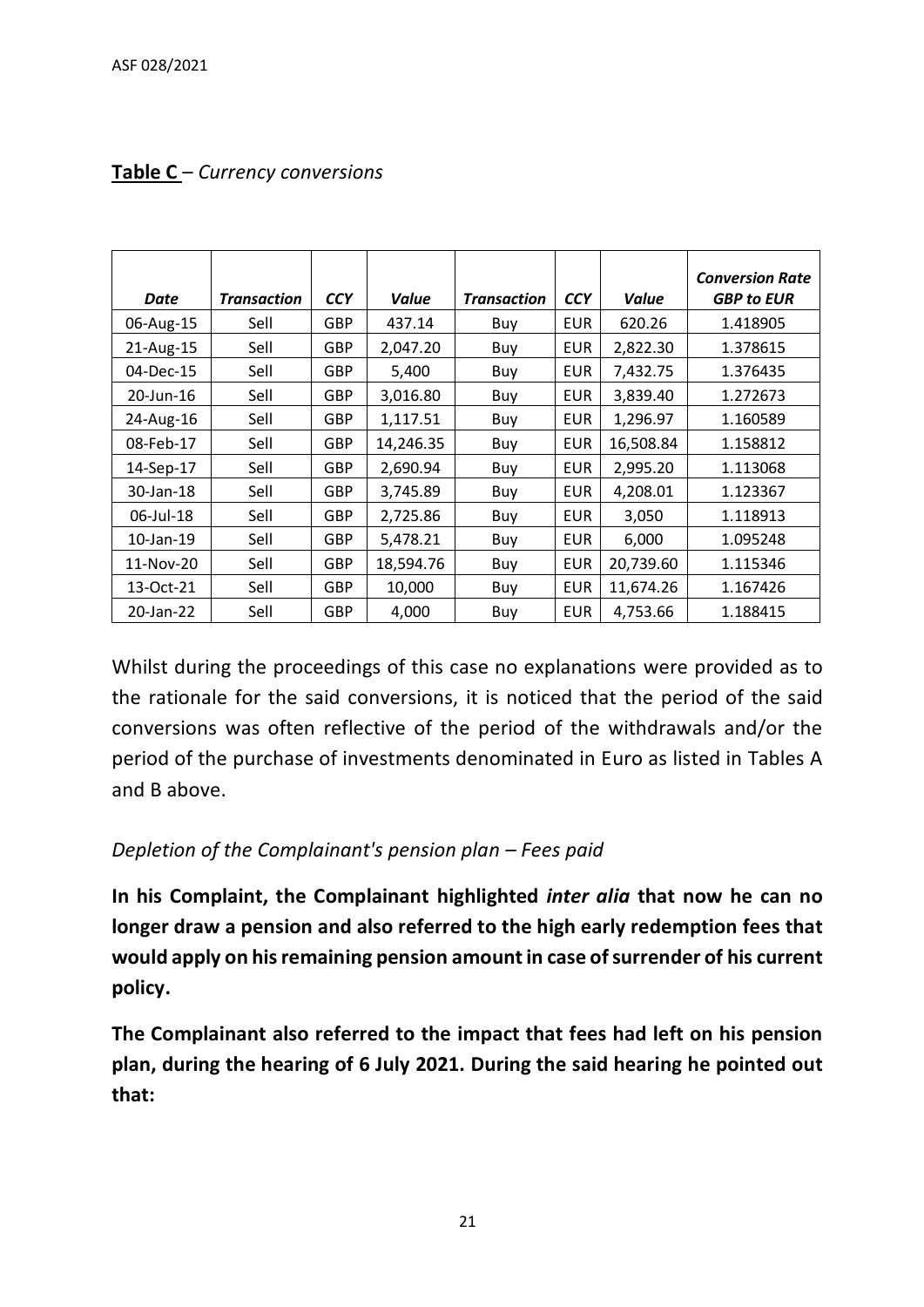**Table C** – *Currency conversions*

| *Date* | *Transaction* | *CCY* | *Value* | *Transaction* | *CCY* | *Value* | *Conversion Rate GBP to EUR* |
|---|---|---|---|---|---|---|---|
| 06-Aug-15 | Sell | GBP | 437.14 | Buy | EUR | 620.26 | 1.418905 |
| 21-Aug-15 | Sell | GBP | 2,047.20 | Buy | EUR | 2,822.30 | 1.378615 |
| 04-Dec-15 | Sell | GBP | 5,400 | Buy | EUR | 7,432.75 | 1.376435 |
| 20-Jun-16 | Sell | GBP | 3,016.80 | Buy | EUR | 3,839.40 | 1.272673 |
| 24-Aug-16 | Sell | GBP | 1,117.51 | Buy | EUR | 1,296.97 | 1.160589 |
| 08-Feb-17 | Sell | GBP | 14,246.35 | Buy | EUR | 16,508.84 | 1.158812 |
| 14-Sep-17 | Sell | GBP | 2,690.94 | Buy | EUR | 2,995.20 | 1.113068 |
| 30-Jan-18 | Sell | GBP | 3,745.89 | Buy | EUR | 4,208.01 | 1.123367 |
| 06-Jul-18 | Sell | GBP | 2,725.86 | Buy | EUR | 3,050 | 1.118913 |
| 10-Jan-19 | Sell | GBP | 5,478.21 | Buy | EUR | 6,000 | 1.095248 |
| 11-Nov-20 | Sell | GBP | 18,594.76 | Buy | EUR | 20,739.60 | 1.115346 |
| 13-Oct-21 | Sell | GBP | 10,000 | Buy | EUR | 11,674.26 | 1.167426 |
| 20-Jan-22 | Sell | GBP | 4,000 | Buy | EUR | 4,753.66 | 1.188415 |

Whilst during the proceedings of this case no explanations were provided as to the rationale for the said conversions, it is noticed that the period of the said conversions was often reflective of the period of the withdrawals and/or the period of the purchase of investments denominated in Euro as listed in Tables A and B above.

*Depletion of the Complainant's pension plan – Fees paid*

**In his Complaint, the Complainant highlighted *inter alia* that now he can no longer draw a pension and also referred to the high early redemption fees that would apply on his remaining pension amount in case of surrender of his current policy.**

**The Complainant also referred to the impact that fees had left on his pension plan, during the hearing of 6 July 2021. During the said hearing he pointed out that:**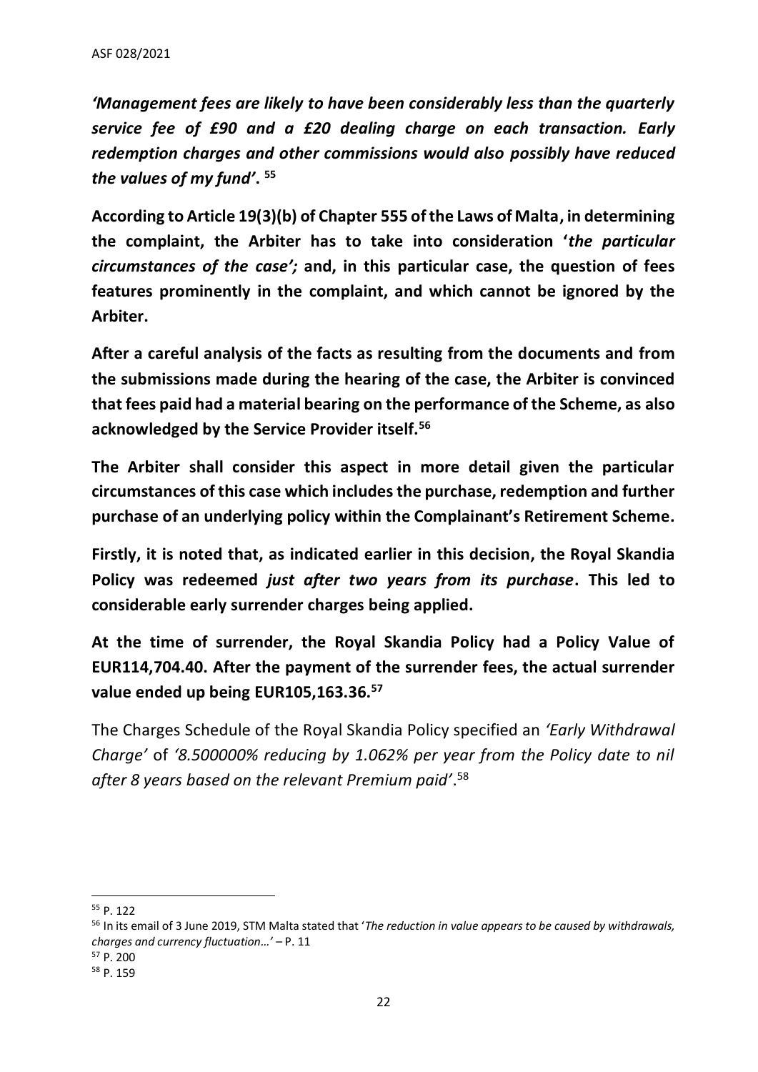***'Management fees are likely to have been considerably less than the quarterly service fee of £90 and a £20 dealing charge on each transaction. Early redemption charges and other commissions would also possibly have reduced the values of my fund'*. [55]**

**According to Article 19(3)(b) of Chapter 555 of the Laws of Malta, in determining the complaint, the Arbiter has to take into consideration '*the particular circumstances of the case';* and, in this particular case, the question of fees features prominently in the complaint, and which cannot be ignored by the Arbiter.**

**After a careful analysis of the facts as resulting from the documents and from the submissions made during the hearing of the case, the Arbiter is convinced that fees paid had a material bearing on the performance of the Scheme, as also acknowledged by the Service Provider itself.[56]**

**The Arbiter shall consider this aspect in more detail given the particular circumstances of this case which includes the purchase, redemption and further purchase of an underlying policy within the Complainant's Retirement Scheme.**

**Firstly, it is noted that, as indicated earlier in this decision, the Royal Skandia Policy was redeemed *just after two years from its purchase*. This led to considerable early surrender charges being applied.**

**At the time of surrender, the Royal Skandia Policy had a Policy Value of EUR114,704.40. After the payment of the surrender fees, the actual surrender value ended up being EUR105,163.36.[57]**

The Charges Schedule of the Royal Skandia Policy specified an *'Early Withdrawal Charge'* of *'8.500000% reducing by 1.062% per year from the Policy date to nil after 8 years based on the relevant Premium paid'*.[58]

---

[55] P. 122

[56] In its email of 3 June 2019, STM Malta stated that '*The reduction in value appears to be caused by withdrawals, charges and currency fluctuation…'* – P. 11

[57] P. 200

[58] P. 159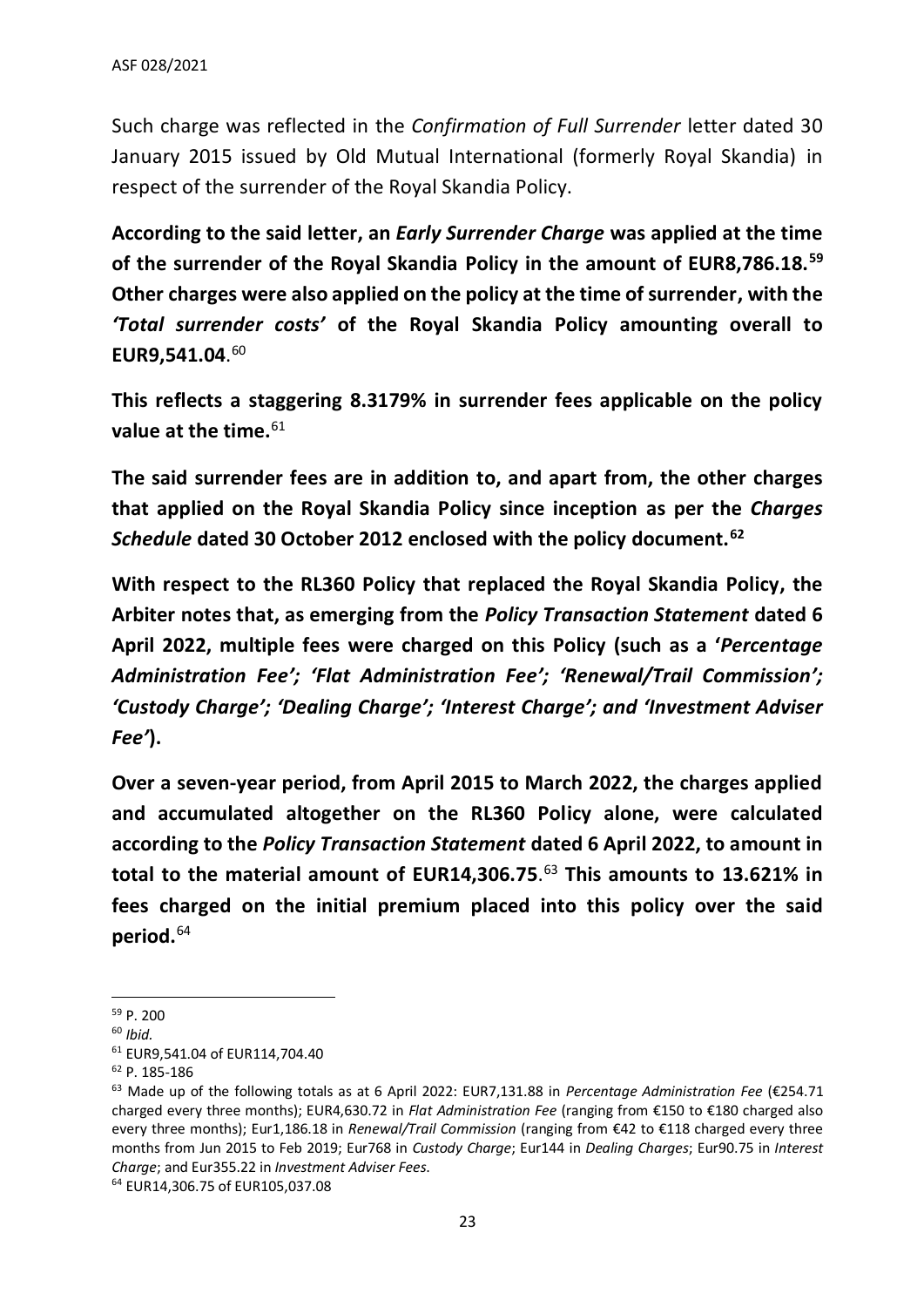Such charge was reflected in the *Confirmation of Full Surrender* letter dated 30 January 2015 issued by Old Mutual International (formerly Royal Skandia) in respect of the surrender of the Royal Skandia Policy.

**According to the said letter, an *Early Surrender Charge* was applied at the time of the surrender of the Royal Skandia Policy in the amount of EUR8,786.18.[59] Other charges were also applied on the policy at the time of surrender, with the *'Total surrender costs'* of the Royal Skandia Policy amounting overall to EUR9,541.04**.[60]

**This reflects a staggering 8.3179% in surrender fees applicable on the policy value at the time.**[61]

**The said surrender fees are in addition to, and apart from, the other charges that applied on the Royal Skandia Policy since inception as per the *Charges Schedule* dated 30 October 2012 enclosed with the policy document.[62]**

**With respect to the RL360 Policy that replaced the Royal Skandia Policy, the Arbiter notes that, as emerging from the *Policy Transaction Statement* dated 6 April 2022, multiple fees were charged on this Policy (such as a '*Percentage Administration Fee'; 'Flat Administration Fee'; 'Renewal/Trail Commission'; 'Custody Charge'; 'Dealing Charge'; 'Interest Charge'; and 'Investment Adviser Fee'*).**

**Over a seven-year period, from April 2015 to March 2022, the charges applied and accumulated altogether on the RL360 Policy alone, were calculated according to the *Policy Transaction Statement* dated 6 April 2022, to amount in total to the material amount of EUR14,306.75**.[63] **This amounts to 13.621% in fees charged on the initial premium placed into this policy over the said period.**[64]

---

[59] P. 200

[60] *Ibid.*

[61] EUR9,541.04 of EUR114,704.40

[62] P. 185-186

[63] Made up of the following totals as at 6 April 2022: EUR7,131.88 in *Percentage Administration Fee* (€254.71 charged every three months); EUR4,630.72 in *Flat Administration Fee* (ranging from €150 to €180 charged also every three months); Eur1,186.18 in *Renewal/Trail Commission* (ranging from €42 to €118 charged every three months from Jun 2015 to Feb 2019; Eur768 in *Custody Charge*; Eur144 in *Dealing Charges*; Eur90.75 in *Interest Charge*; and Eur355.22 in *Investment Adviser Fees.*

[64] EUR14,306.75 of EUR105,037.08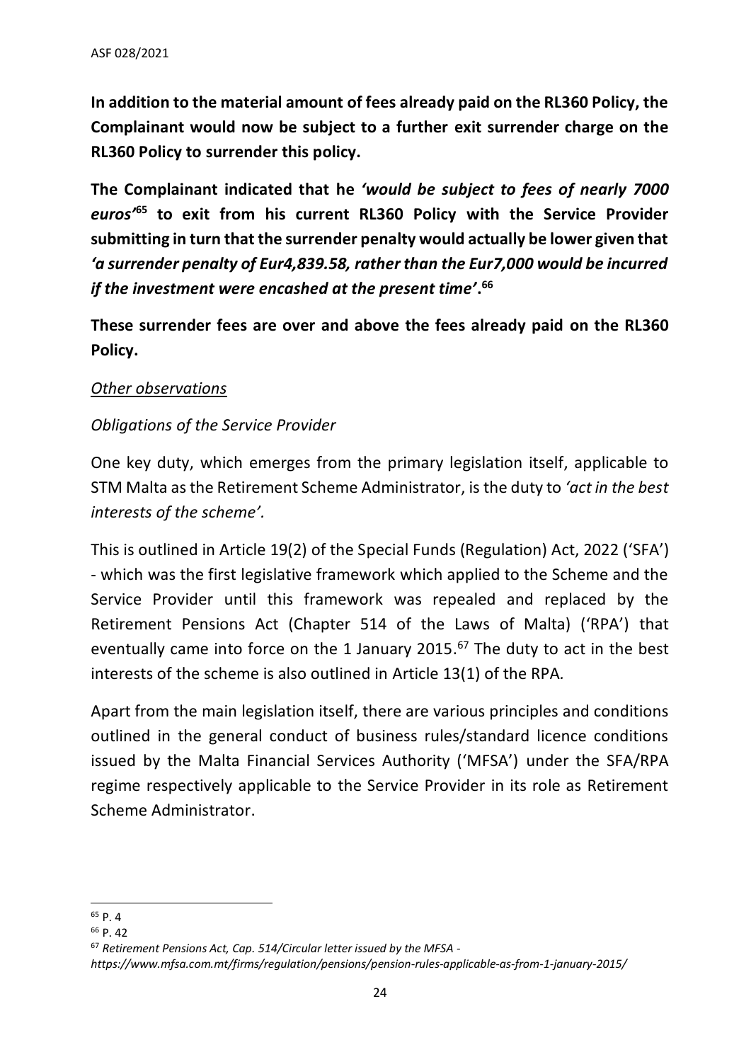**In addition to the material amount of fees already paid on the RL360 Policy, the Complainant would now be subject to a further exit surrender charge on the RL360 Policy to surrender this policy.**

**The Complainant indicated that he *'would be subject to fees of nearly 7000 euros'*[65] to exit from his current RL360 Policy with the Service Provider submitting in turn that the surrender penalty would actually be lower given that *'a surrender penalty of Eur4,839.58, rather than the Eur7,000 would be incurred if the investment were encashed at the present time'*.[66]**

**These surrender fees are over and above the fees already paid on the RL360 Policy.**

*Other observations*

*Obligations of the Service Provider*

One key duty, which emerges from the primary legislation itself, applicable to STM Malta as the Retirement Scheme Administrator, is the duty to *'act in the best interests of the scheme'.*

This is outlined in Article 19(2) of the Special Funds (Regulation) Act, 2022 ('SFA') - which was the first legislative framework which applied to the Scheme and the Service Provider until this framework was repealed and replaced by the Retirement Pensions Act (Chapter 514 of the Laws of Malta) ('RPA') that eventually came into force on the 1 January 2015.[67] The duty to act in the best interests of the scheme is also outlined in Article 13(1) of the RPA.

Apart from the main legislation itself, there are various principles and conditions outlined in the general conduct of business rules/standard licence conditions issued by the Malta Financial Services Authority ('MFSA') under the SFA/RPA regime respectively applicable to the Service Provider in its role as Retirement Scheme Administrator.

---

[65] P. 4

[66] P. 42

[67] *Retirement Pensions Act, Cap. 514/Circular letter issued by the MFSA - https://www.mfsa.com.mt/firms/regulation/pensions/pension-rules-applicable-as-from-1-january-2015/*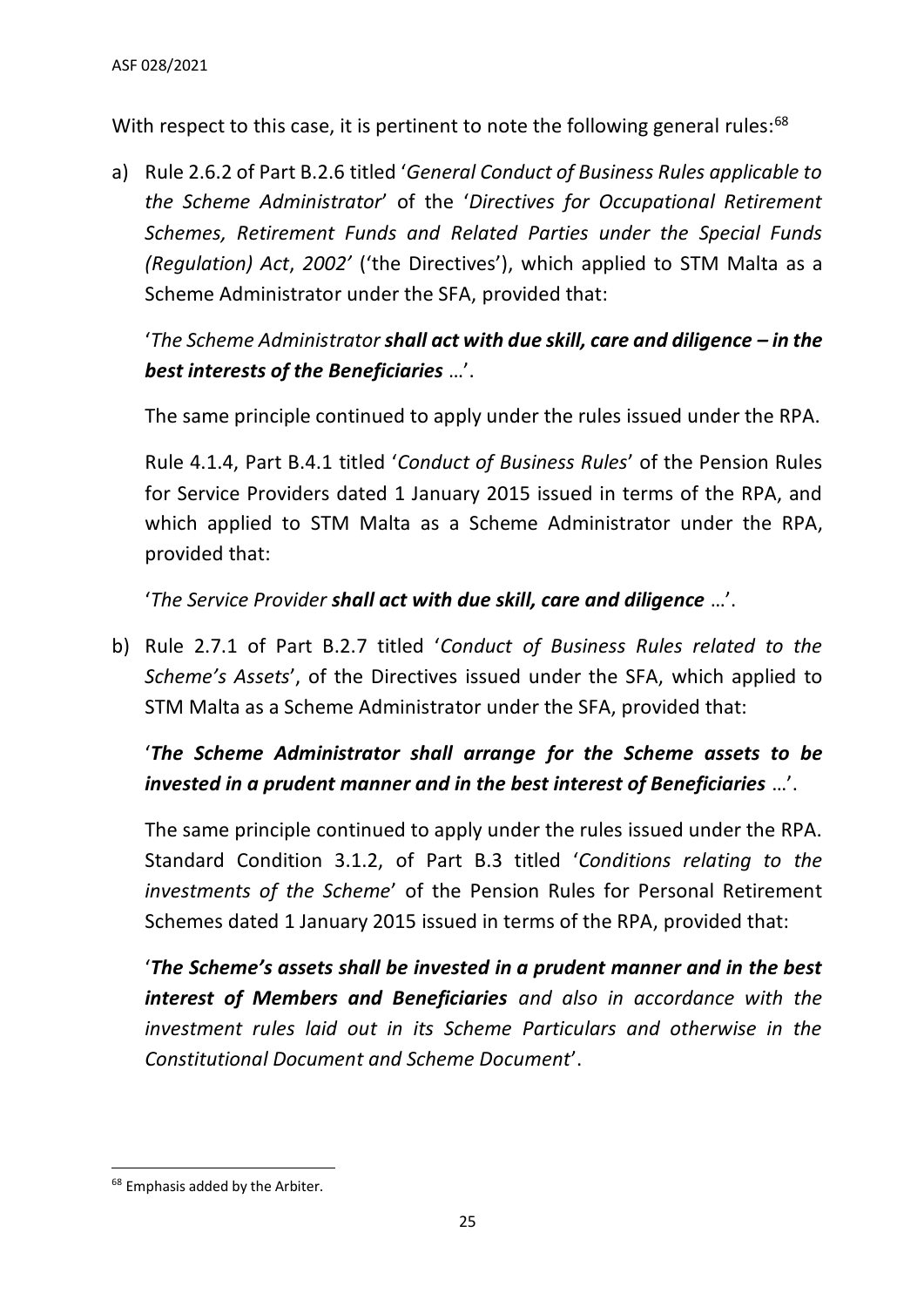With respect to this case, it is pertinent to note the following general rules:[68]

a) Rule 2.6.2 of Part B.2.6 titled '*General Conduct of Business Rules applicable to the Scheme Administrator*' of the '*Directives for Occupational Retirement Schemes, Retirement Funds and Related Parties under the Special Funds (Regulation) Act*, *2002'* ('the Directives'), which applied to STM Malta as a Scheme Administrator under the SFA, provided that:

   '*The Scheme Administrator* ***shall act with due skill, care and diligence – in the best interests of the Beneficiaries*** *…*'.

   The same principle continued to apply under the rules issued under the RPA.

   Rule 4.1.4, Part B.4.1 titled '*Conduct of Business Rules*' of the Pension Rules for Service Providers dated 1 January 2015 issued in terms of the RPA, and which applied to STM Malta as a Scheme Administrator under the RPA, provided that:

   '*The Service Provider* ***shall act with due skill, care and diligence*** *…*'.

b) Rule 2.7.1 of Part B.2.7 titled '*Conduct of Business Rules related to the Scheme's Assets*', of the Directives issued under the SFA, which applied to STM Malta as a Scheme Administrator under the SFA, provided that:

   '***The Scheme Administrator shall arrange for the Scheme assets to be invested in a prudent manner and in the best interest of Beneficiaries*** *…*'.

   The same principle continued to apply under the rules issued under the RPA. Standard Condition 3.1.2, of Part B.3 titled '*Conditions relating to the investments of the Scheme*' of the Pension Rules for Personal Retirement Schemes dated 1 January 2015 issued in terms of the RPA, provided that:

   '***The Scheme's assets shall be invested in a prudent manner and in the best interest of Members and Beneficiaries*** *and also in accordance with the investment rules laid out in its Scheme Particulars and otherwise in the Constitutional Document and Scheme Document*'.

---

[68] Emphasis added by the Arbiter.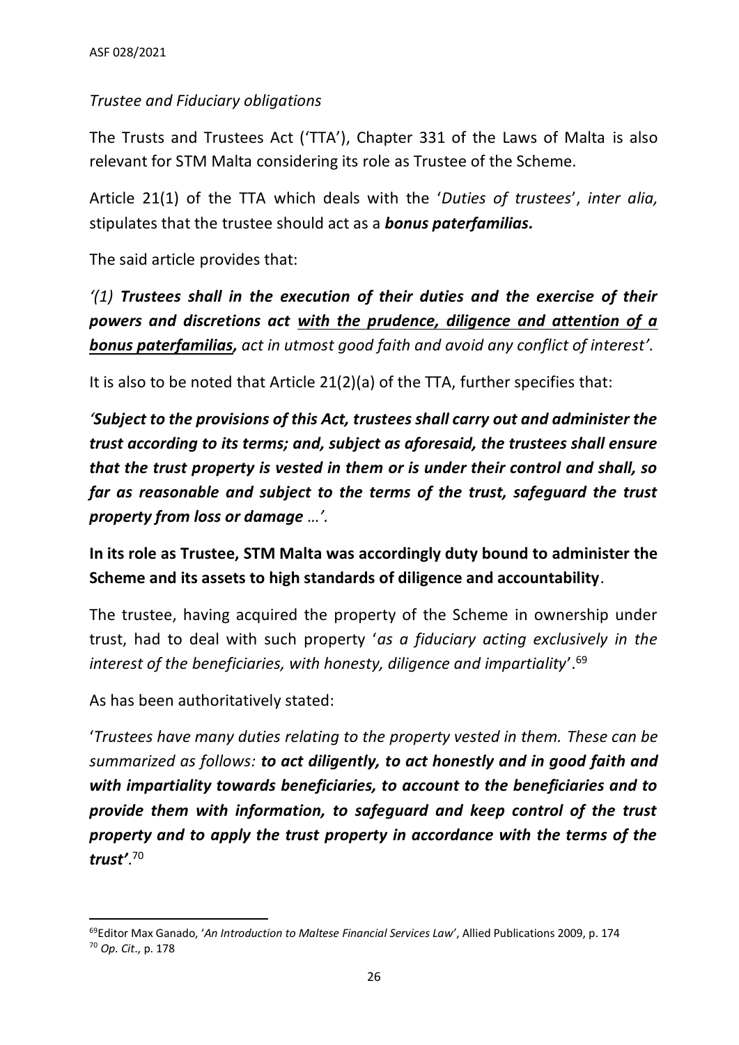*Trustee and Fiduciary obligations*

The Trusts and Trustees Act ('TTA'), Chapter 331 of the Laws of Malta is also relevant for STM Malta considering its role as Trustee of the Scheme.

Article 21(1) of the TTA which deals with the '*Duties of trustees*', *inter alia,* stipulates that the trustee should act as a ***bonus paterfamilias.***

The said article provides that:

*'(1)* ***Trustees shall in the execution of their duties and the exercise of their powers and discretions act <u>with the prudence, diligence and attention of a bonus paterfamilias</u>,*** *act in utmost good faith and avoid any conflict of interest'.*

It is also to be noted that Article 21(2)(a) of the TTA, further specifies that:

***'Subject to the provisions of this Act, trustees shall carry out and administer the trust according to its terms; and, subject as aforesaid, the trustees shall ensure that the trust property is vested in them or is under their control and shall, so far as reasonable and subject to the terms of the trust, safeguard the trust property from loss or damage*** *…'.*

**In its role as Trustee, STM Malta was accordingly duty bound to administer the Scheme and its assets to high standards of diligence and accountability**.

The trustee, having acquired the property of the Scheme in ownership under trust, had to deal with such property '*as a fiduciary acting exclusively in the interest of the beneficiaries, with honesty, diligence and impartiality*'.[69]

As has been authoritatively stated:

'*Trustees have many duties relating to the property vested in them. These can be summarized as follows:* ***to act diligently, to act honestly and in good faith and with impartiality towards beneficiaries, to account to the beneficiaries and to provide them with information, to safeguard and keep control of the trust property and to apply the trust property in accordance with the terms of the trust'***.[70]

---

[69] Editor Max Ganado, '*An Introduction to Maltese Financial Services Law*', Allied Publications 2009, p. 174

[70] *Op. Cit*., p. 178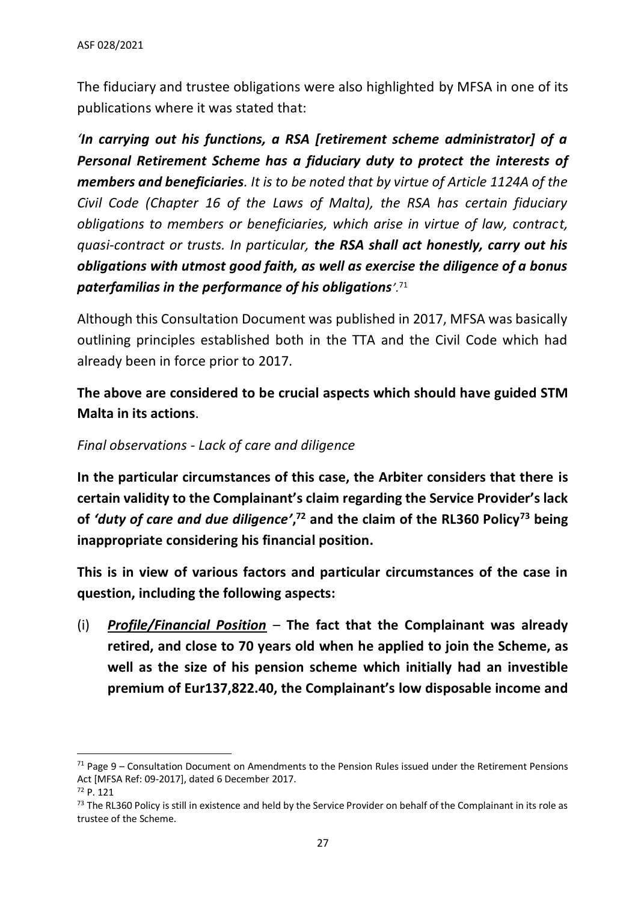The fiduciary and trustee obligations were also highlighted by MFSA in one of its publications where it was stated that:

*'**In carrying out his functions, a RSA [retirement scheme administrator] of a Personal Retirement Scheme has a fiduciary duty to protect the interests of members and beneficiaries**. It is to be noted that by virtue of Article 1124A of the Civil Code (Chapter 16 of the Laws of Malta), the RSA has certain fiduciary obligations to members or beneficiaries, which arise in virtue of law, contract, quasi-contract or trusts. In particular, **the RSA shall act honestly, carry out his obligations with utmost good faith, as well as exercise the diligence of a bonus paterfamilias in the performance of his obligations**'.*[71]

Although this Consultation Document was published in 2017, MFSA was basically outlining principles established both in the TTA and the Civil Code which had already been in force prior to 2017.

**The above are considered to be crucial aspects which should have guided STM Malta in its actions**.

*Final observations - Lack of care and diligence*

**In the particular circumstances of this case, the Arbiter considers that there is certain validity to the Complainant's claim regarding the Service Provider's lack of *'duty of care and due diligence'*,[72] and the claim of the RL360 Policy[73] being inappropriate considering his financial position.**

**This is in view of various factors and particular circumstances of the case in question, including the following aspects:**

(i) ***Profile/Financial Position*** – **The fact that the Complainant was already retired, and close to 70 years old when he applied to join the Scheme, as well as the size of his pension scheme which initially had an investible premium of Eur137,822.40, the Complainant's low disposable income and**

---

[71] Page 9 – Consultation Document on Amendments to the Pension Rules issued under the Retirement Pensions Act [MFSA Ref: 09-2017], dated 6 December 2017.

[72] P. 121

[73] The RL360 Policy is still in existence and held by the Service Provider on behalf of the Complainant in its role as trustee of the Scheme.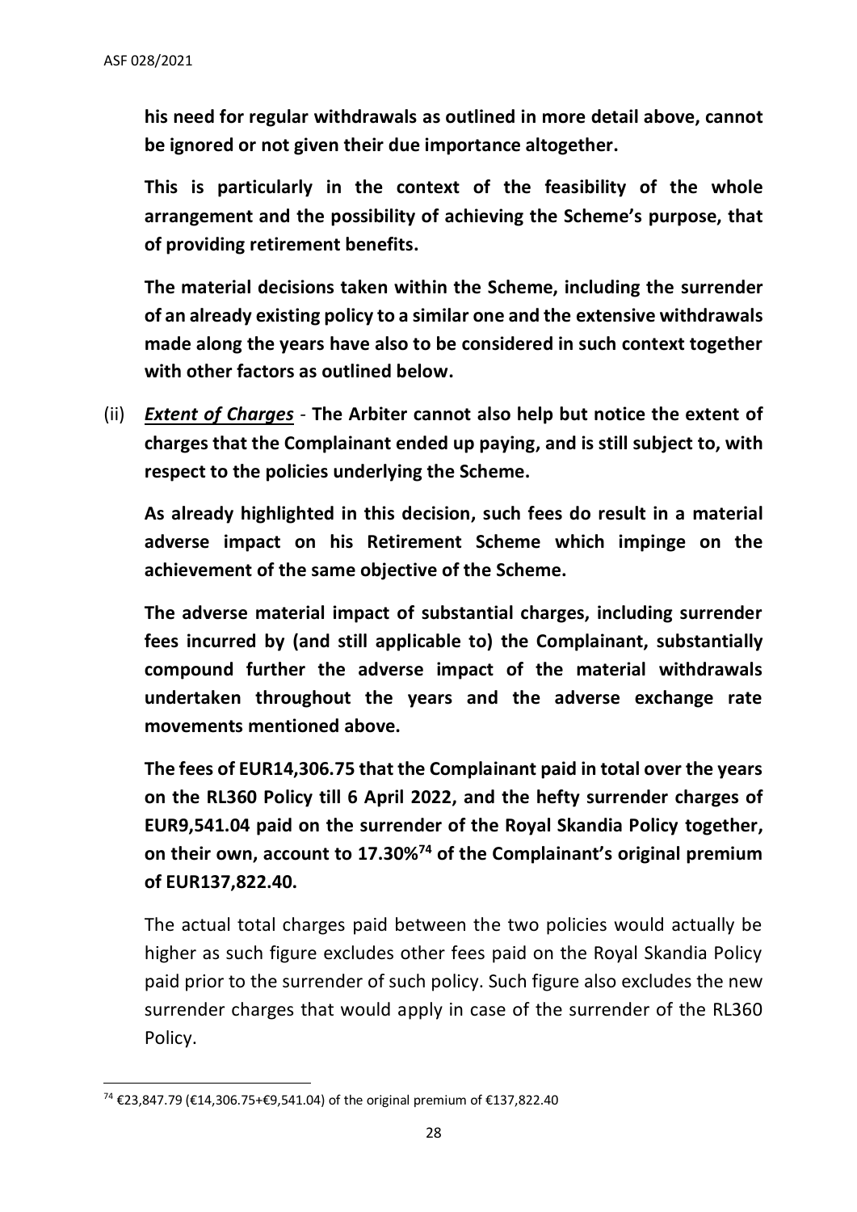**his need for regular withdrawals as outlined in more detail above, cannot be ignored or not given their due importance altogether.**

**This is particularly in the context of the feasibility of the whole arrangement and the possibility of achieving the Scheme's purpose, that of providing retirement benefits.**

**The material decisions taken within the Scheme, including the surrender of an already existing policy to a similar one and the extensive withdrawals made along the years have also to be considered in such context together with other factors as outlined below.**

(ii) ***Extent of Charges*** - **The Arbiter cannot also help but notice the extent of charges that the Complainant ended up paying, and is still subject to, with respect to the policies underlying the Scheme.**

**As already highlighted in this decision, such fees do result in a material adverse impact on his Retirement Scheme which impinge on the achievement of the same objective of the Scheme.**

**The adverse material impact of substantial charges, including surrender fees incurred by (and still applicable to) the Complainant, substantially compound further the adverse impact of the material withdrawals undertaken throughout the years and the adverse exchange rate movements mentioned above.**

**The fees of EUR14,306.75 that the Complainant paid in total over the years on the RL360 Policy till 6 April 2022, and the hefty surrender charges of EUR9,541.04 paid on the surrender of the Royal Skandia Policy together, on their own, account to 17.30%[74] of the Complainant's original premium of EUR137,822.40.**

The actual total charges paid between the two policies would actually be higher as such figure excludes other fees paid on the Royal Skandia Policy paid prior to the surrender of such policy. Such figure also excludes the new surrender charges that would apply in case of the surrender of the RL360 Policy.

[74] €23,847.79 (€14,306.75+€9,541.04) of the original premium of €137,822.40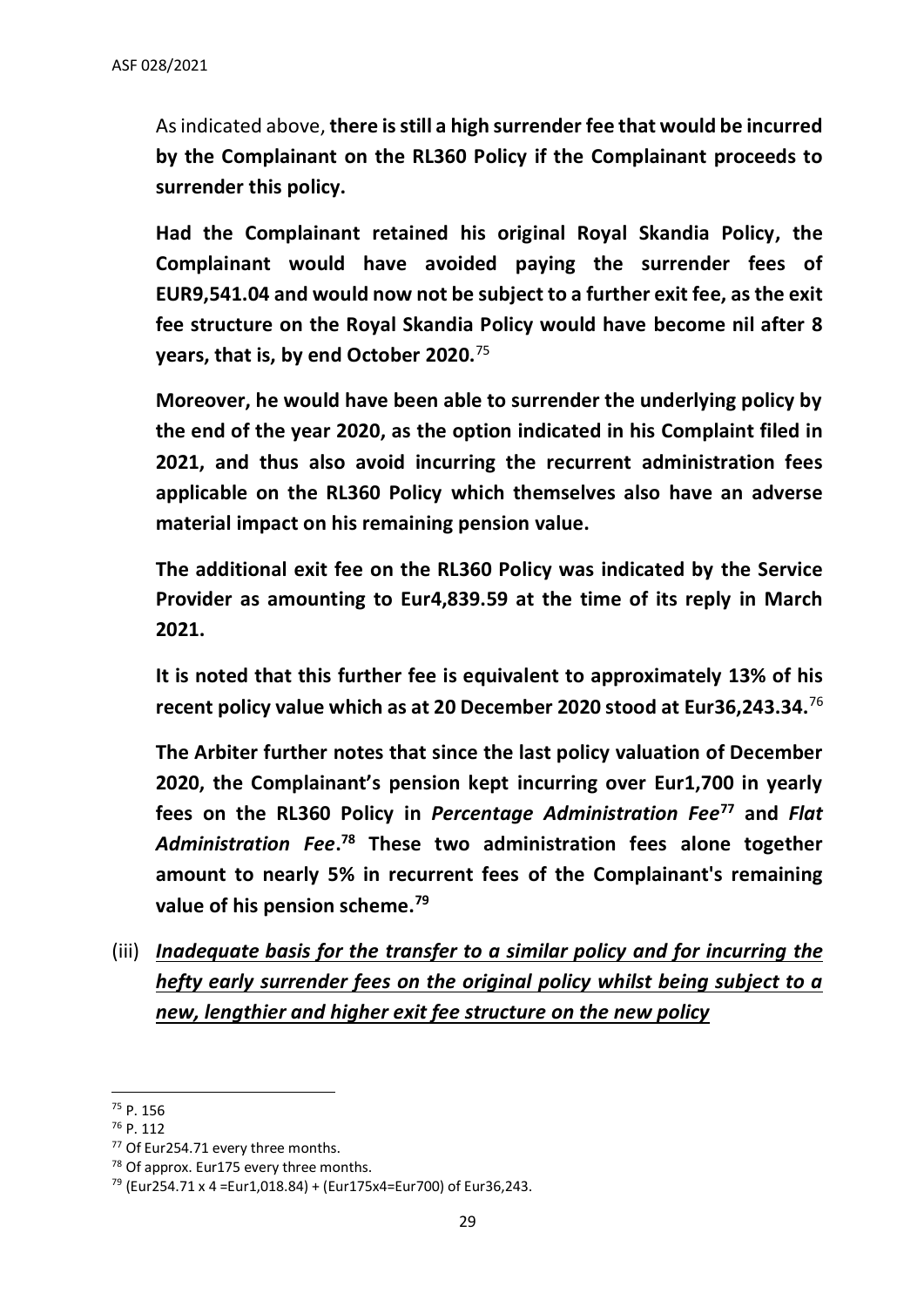As indicated above, **there is still a high surrender fee that would be incurred by the Complainant on the RL360 Policy if the Complainant proceeds to surrender this policy.**

**Had the Complainant retained his original Royal Skandia Policy, the Complainant would have avoided paying the surrender fees of EUR9,541.04 and would now not be subject to a further exit fee, as the exit fee structure on the Royal Skandia Policy would have become nil after 8 years, that is, by end October 2020.**[75]

**Moreover, he would have been able to surrender the underlying policy by the end of the year 2020, as the option indicated in his Complaint filed in 2021, and thus also avoid incurring the recurrent administration fees applicable on the RL360 Policy which themselves also have an adverse material impact on his remaining pension value.**

**The additional exit fee on the RL360 Policy was indicated by the Service Provider as amounting to Eur4,839.59 at the time of its reply in March 2021.**

**It is noted that this further fee is equivalent to approximately 13% of his recent policy value which as at 20 December 2020 stood at Eur36,243.34.**[76]

**The Arbiter further notes that since the last policy valuation of December 2020, the Complainant's pension kept incurring over Eur1,700 in yearly fees on the RL360 Policy in *Percentage Administration Fee*[77] and *Flat Administration Fee*.[78] These two administration fees alone together amount to nearly 5% in recurrent fees of the Complainant's remaining value of his pension scheme.[79]**

(iii) ***<u>Inadequate basis for the transfer to a similar policy and for incurring the hefty early surrender fees on the original policy whilst being subject to a new, lengthier and higher exit fee structure on the new policy</u>***

---

[75] P. 156

[76] P. 112

[77] Of Eur254.71 every three months.

[78] Of approx. Eur175 every three months.

[79] (Eur254.71 x 4 =Eur1,018.84) + (Eur175x4=Eur700) of Eur36,243.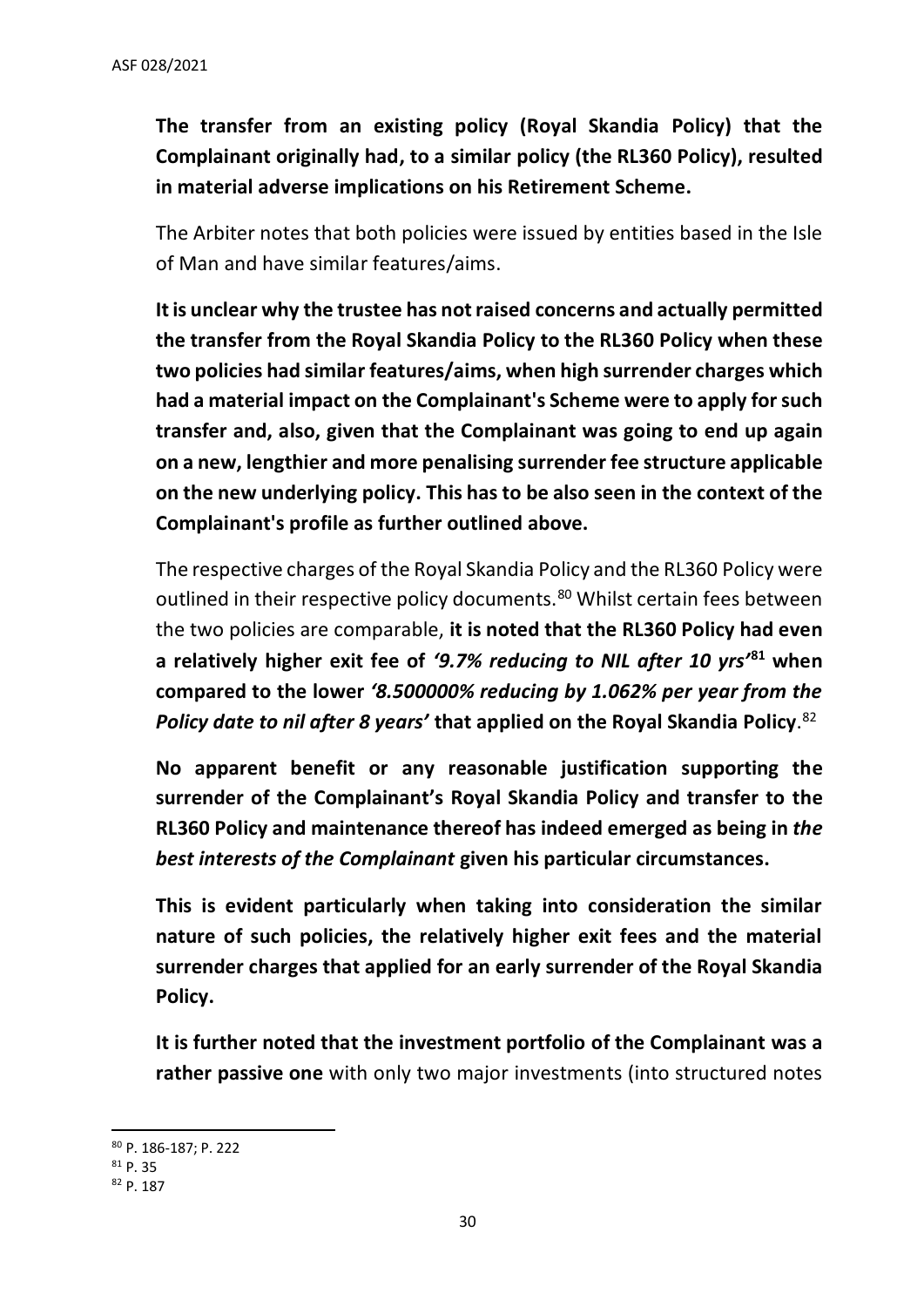**The transfer from an existing policy (Royal Skandia Policy) that the Complainant originally had, to a similar policy (the RL360 Policy), resulted in material adverse implications on his Retirement Scheme.**

The Arbiter notes that both policies were issued by entities based in the Isle of Man and have similar features/aims.

**It is unclear why the trustee has not raised concerns and actually permitted the transfer from the Royal Skandia Policy to the RL360 Policy when these two policies had similar features/aims, when high surrender charges which had a material impact on the Complainant's Scheme were to apply for such transfer and, also, given that the Complainant was going to end up again on a new, lengthier and more penalising surrender fee structure applicable on the new underlying policy. This has to be also seen in the context of the Complainant's profile as further outlined above.**

The respective charges of the Royal Skandia Policy and the RL360 Policy were outlined in their respective policy documents.[80] Whilst certain fees between the two policies are comparable, **it is noted that the RL360 Policy had even a relatively higher exit fee of *'9.7% reducing to NIL after 10 yrs'*[81] when compared to the lower *'8.500000% reducing by 1.062% per year from the Policy date to nil after 8 years'* that applied on the Royal Skandia Policy**.[82]

**No apparent benefit or any reasonable justification supporting the surrender of the Complainant's Royal Skandia Policy and transfer to the RL360 Policy and maintenance thereof has indeed emerged as being in *the best interests of the Complainant* given his particular circumstances.**

**This is evident particularly when taking into consideration the similar nature of such policies, the relatively higher exit fees and the material surrender charges that applied for an early surrender of the Royal Skandia Policy.**

**It is further noted that the investment portfolio of the Complainant was a rather passive one** with only two major investments (into structured notes

---

[80] P. 186-187; P. 222

[81] P. 35

[82] P. 187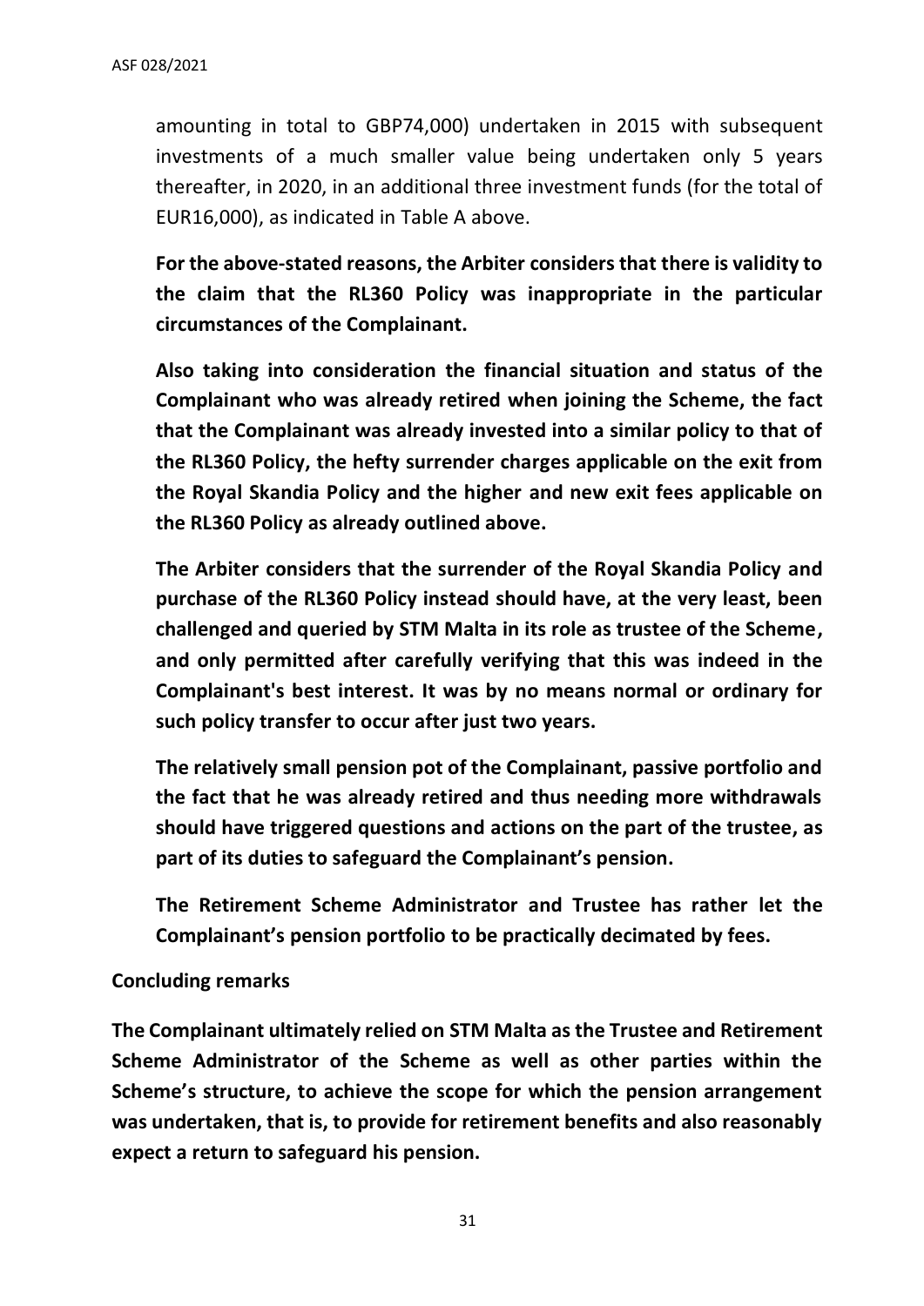amounting in total to GBP74,000) undertaken in 2015 with subsequent investments of a much smaller value being undertaken only 5 years thereafter, in 2020, in an additional three investment funds (for the total of EUR16,000), as indicated in Table A above.

**For the above-stated reasons, the Arbiter considers that there is validity to the claim that the RL360 Policy was inappropriate in the particular circumstances of the Complainant.**

**Also taking into consideration the financial situation and status of the Complainant who was already retired when joining the Scheme, the fact that the Complainant was already invested into a similar policy to that of the RL360 Policy, the hefty surrender charges applicable on the exit from the Royal Skandia Policy and the higher and new exit fees applicable on the RL360 Policy as already outlined above.**

**The Arbiter considers that the surrender of the Royal Skandia Policy and purchase of the RL360 Policy instead should have, at the very least, been challenged and queried by STM Malta in its role as trustee of the Scheme, and only permitted after carefully verifying that this was indeed in the Complainant's best interest. It was by no means normal or ordinary for such policy transfer to occur after just two years.**

**The relatively small pension pot of the Complainant, passive portfolio and the fact that he was already retired and thus needing more withdrawals should have triggered questions and actions on the part of the trustee, as part of its duties to safeguard the Complainant's pension.**

**The Retirement Scheme Administrator and Trustee has rather let the Complainant's pension portfolio to be practically decimated by fees.**

**Concluding remarks**

**The Complainant ultimately relied on STM Malta as the Trustee and Retirement Scheme Administrator of the Scheme as well as other parties within the Scheme's structure, to achieve the scope for which the pension arrangement was undertaken, that is, to provide for retirement benefits and also reasonably expect a return to safeguard his pension.**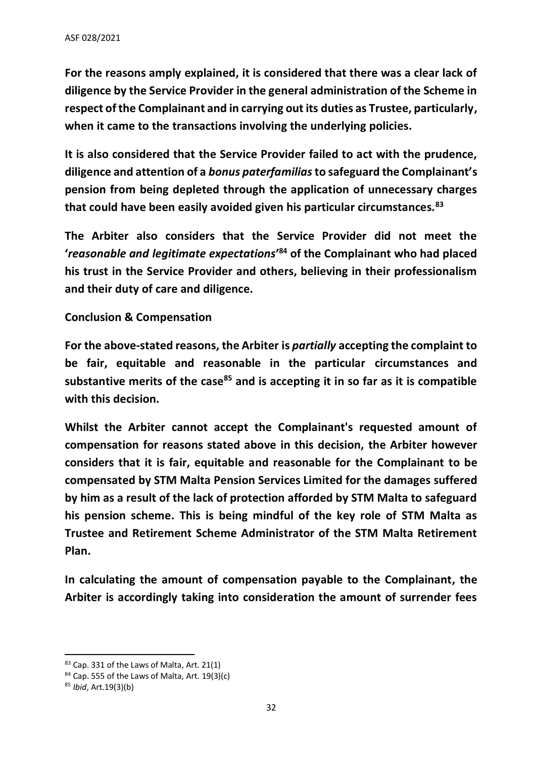**For the reasons amply explained, it is considered that there was a clear lack of diligence by the Service Provider in the general administration of the Scheme in respect of the Complainant and in carrying out its duties as Trustee, particularly, when it came to the transactions involving the underlying policies.**

**It is also considered that the Service Provider failed to act with the prudence, diligence and attention of a *bonus paterfamilias* to safeguard the Complainant's pension from being depleted through the application of unnecessary charges that could have been easily avoided given his particular circumstances.[83]**

**The Arbiter also considers that the Service Provider did not meet the '*reasonable and legitimate expectations*'[84] of the Complainant who had placed his trust in the Service Provider and others, believing in their professionalism and their duty of care and diligence.**

**Conclusion & Compensation**

**For the above-stated reasons, the Arbiter is *partially* accepting the complaint to be fair, equitable and reasonable in the particular circumstances and substantive merits of the case[85] and is accepting it in so far as it is compatible with this decision.**

**Whilst the Arbiter cannot accept the Complainant's requested amount of compensation for reasons stated above in this decision, the Arbiter however considers that it is fair, equitable and reasonable for the Complainant to be compensated by STM Malta Pension Services Limited for the damages suffered by him as a result of the lack of protection afforded by STM Malta to safeguard his pension scheme. This is being mindful of the key role of STM Malta as Trustee and Retirement Scheme Administrator of the STM Malta Retirement Plan.**

**In calculating the amount of compensation payable to the Complainant, the Arbiter is accordingly taking into consideration the amount of surrender fees**

---

[83] Cap. 331 of the Laws of Malta, Art. 21(1)

[84] Cap. 555 of the Laws of Malta, Art. 19(3)(c)

[85] *Ibid*, Art.19(3)(b)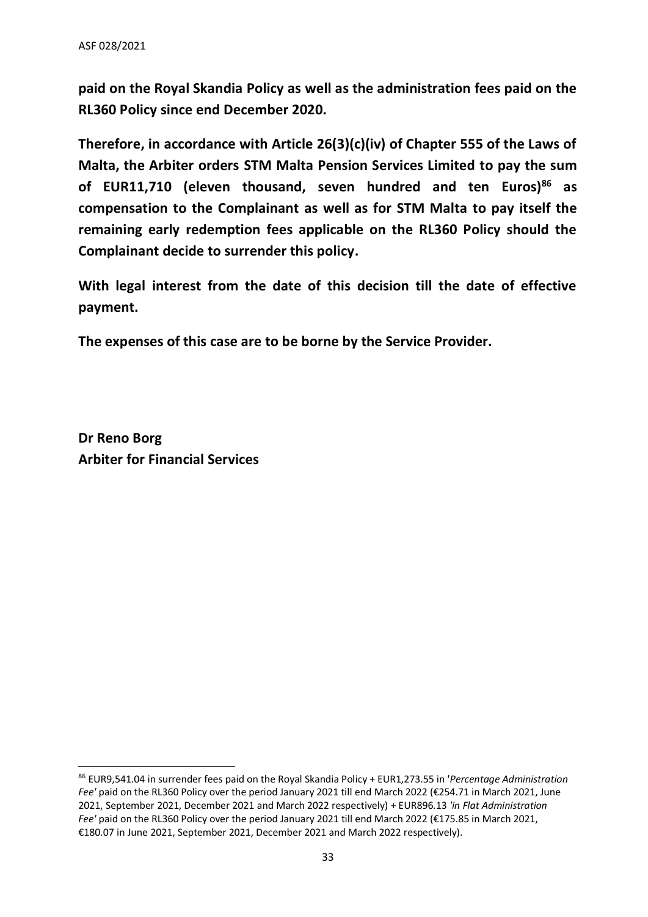**paid on the Royal Skandia Policy as well as the administration fees paid on the RL360 Policy since end December 2020.**

**Therefore, in accordance with Article 26(3)(c)(iv) of Chapter 555 of the Laws of Malta, the Arbiter orders STM Malta Pension Services Limited to pay the sum of EUR11,710 (eleven thousand, seven hundred and ten Euros)[86] as compensation to the Complainant as well as for STM Malta to pay itself the remaining early redemption fees applicable on the RL360 Policy should the Complainant decide to surrender this policy.**

**With legal interest from the date of this decision till the date of effective payment.**

**The expenses of this case are to be borne by the Service Provider.**

**Dr Reno Borg**
**Arbiter for Financial Services**

[86] EUR9,541.04 in surrender fees paid on the Royal Skandia Policy + EUR1,273.55 in '*Percentage Administration Fee'* paid on the RL360 Policy over the period January 2021 till end March 2022 (€254.71 in March 2021, June 2021, September 2021, December 2021 and March 2022 respectively) + EUR896.13 *'in Flat Administration Fee'* paid on the RL360 Policy over the period January 2021 till end March 2022 (€175.85 in March 2021, €180.07 in June 2021, September 2021, December 2021 and March 2022 respectively).